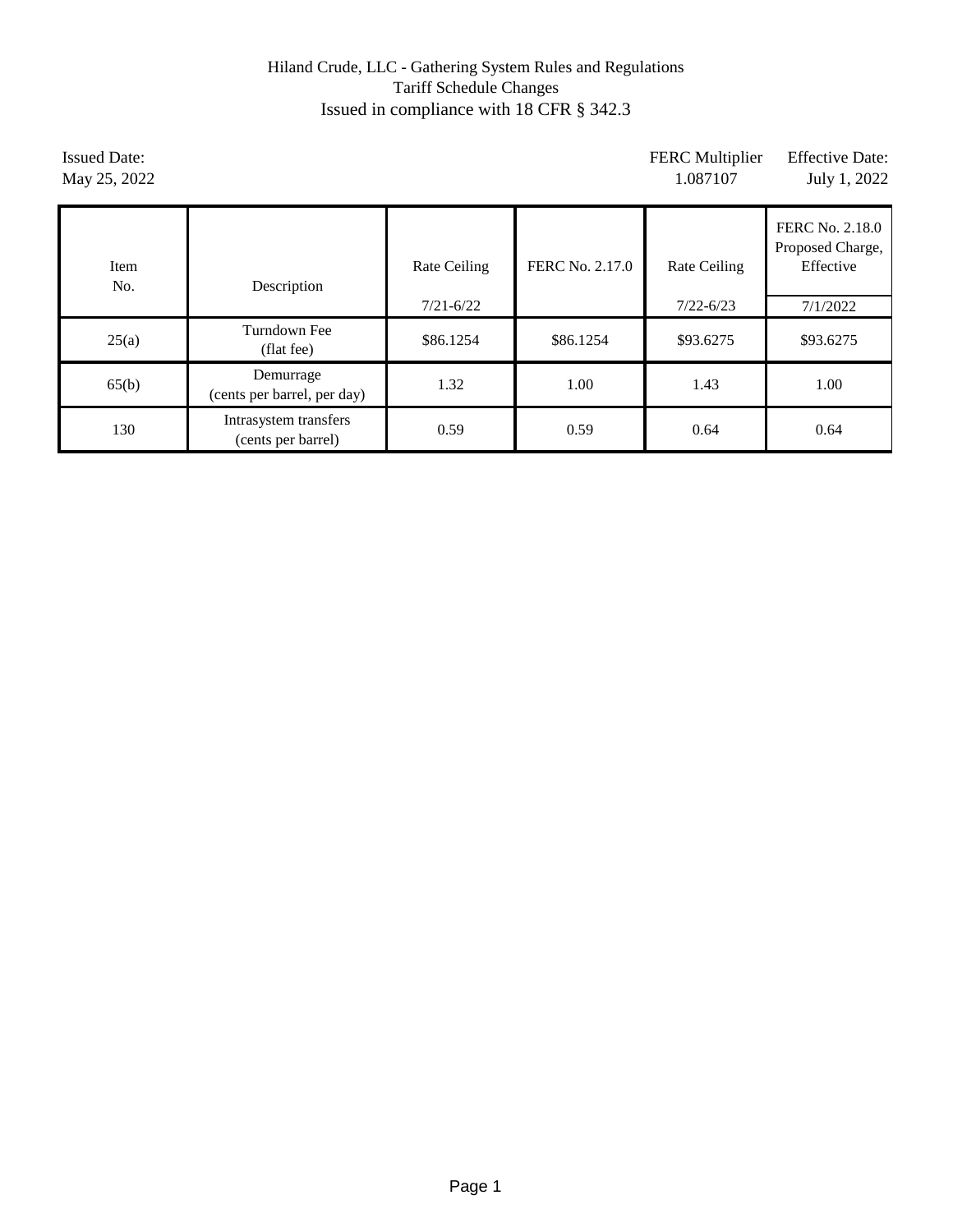# Hiland Crude, LLC - Gathering System Rules and Regulations

## Tariff Schedule Changes

## Issued in compliance with 18 CFR § 342.3

Issued Date:
May 25, 2022

FERC Multiplier
1.087107

Effective Date:
July 1, 2022

| Item No. | Description | Rate Ceiling 7/21-6/22 | FERC No. 2.17.0 | Rate Ceiling 7/22-6/23 | FERC No. 2.18.0 Proposed Charge, Effective 7/1/2022 |
|---|---|---|---|---|---|
| 25(a) | Turndown Fee (flat fee) | \$86.1254 | \$86.1254 | \$93.6275 | \$93.6275 |
| 65(b) | Demurrage (cents per barrel, per day) | 1.32 | 1.00 | 1.43 | 1.00 |
| 130 | Intrasystem transfers (cents per barrel) | 0.59 | 0.59 | 0.64 | 0.64 |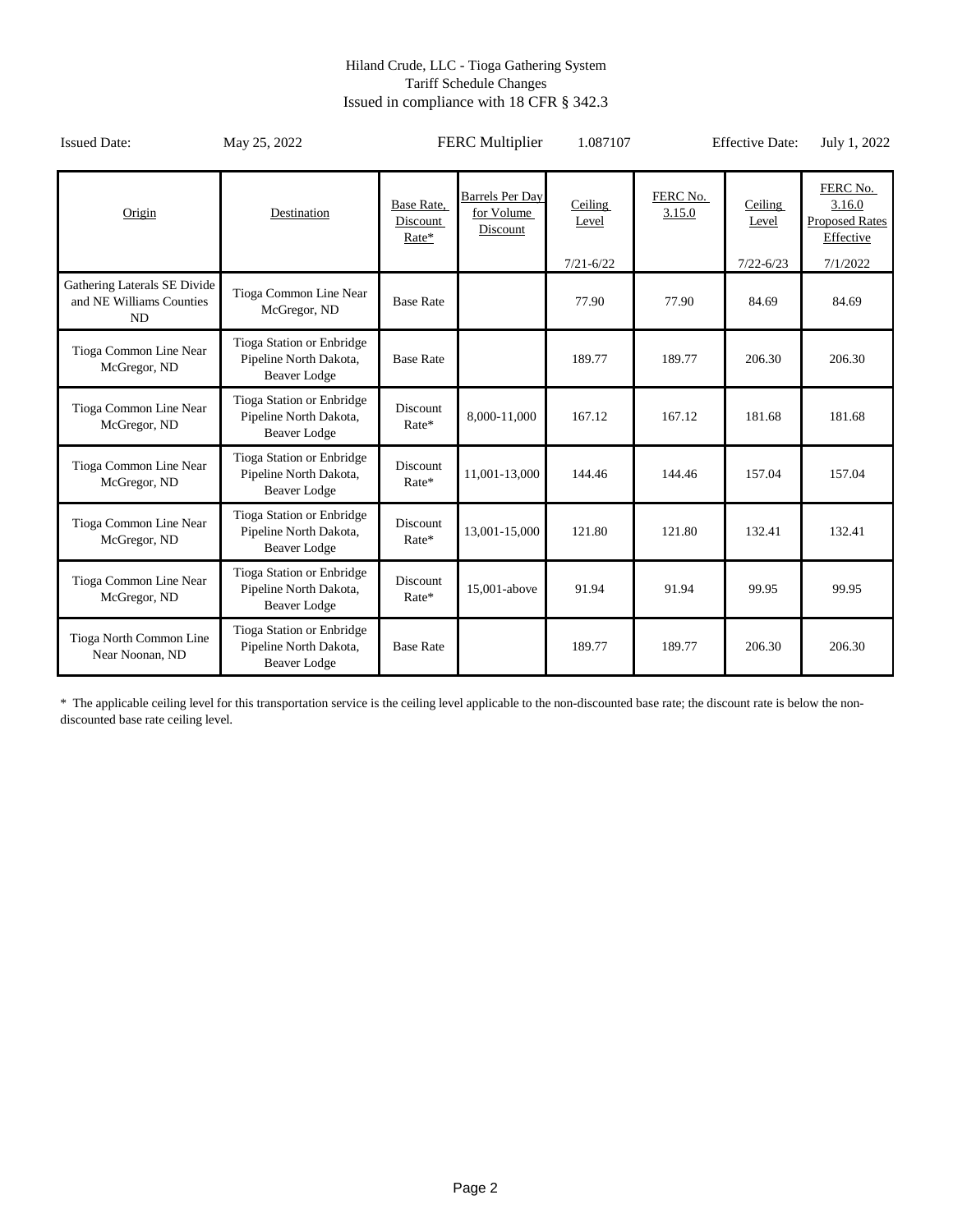Hiland Crude, LLC - Tioga Gathering System
Tariff Schedule Changes
Issued in compliance with 18 CFR § 342.3

| Issued Date: | May 25, 2022 | FERC Multiplier | 1.087107 | Effective Date: | July 1, 2022 |
|---|---|---|---|---|---|

| Origin | Destination | Base Rate, Discount Rate* | Barrels Per Day for Volume Discount | Ceiling Level 7/21-6/22 | FERC No. 3.15.0 | Ceiling Level 7/22-6/23 | FERC No. 3.16.0 Proposed Rates Effective 7/1/2022 |
|---|---|---|---|---|---|---|---|
| Gathering Laterals SE Divide and NE Williams Counties ND | Tioga Common Line Near McGregor, ND | Base Rate | | 77.90 | 77.90 | 84.69 | 84.69 |
| Tioga Common Line Near McGregor, ND | Tioga Station or Enbridge Pipeline North Dakota, Beaver Lodge | Base Rate | | 189.77 | 189.77 | 206.30 | 206.30 |
| Tioga Common Line Near McGregor, ND | Tioga Station or Enbridge Pipeline North Dakota, Beaver Lodge | Discount Rate* | 8,000-11,000 | 167.12 | 167.12 | 181.68 | 181.68 |
| Tioga Common Line Near McGregor, ND | Tioga Station or Enbridge Pipeline North Dakota, Beaver Lodge | Discount Rate* | 11,001-13,000 | 144.46 | 144.46 | 157.04 | 157.04 |
| Tioga Common Line Near McGregor, ND | Tioga Station or Enbridge Pipeline North Dakota, Beaver Lodge | Discount Rate* | 13,001-15,000 | 121.80 | 121.80 | 132.41 | 132.41 |
| Tioga Common Line Near McGregor, ND | Tioga Station or Enbridge Pipeline North Dakota, Beaver Lodge | Discount Rate* | 15,001-above | 91.94 | 91.94 | 99.95 | 99.95 |
| Tioga North Common Line Near Noonan, ND | Tioga Station or Enbridge Pipeline North Dakota, Beaver Lodge | Base Rate | | 189.77 | 189.77 | 206.30 | 206.30 |

* The applicable ceiling level for this transportation service is the ceiling level applicable to the non-discounted base rate; the discount rate is below the non-discounted base rate ceiling level.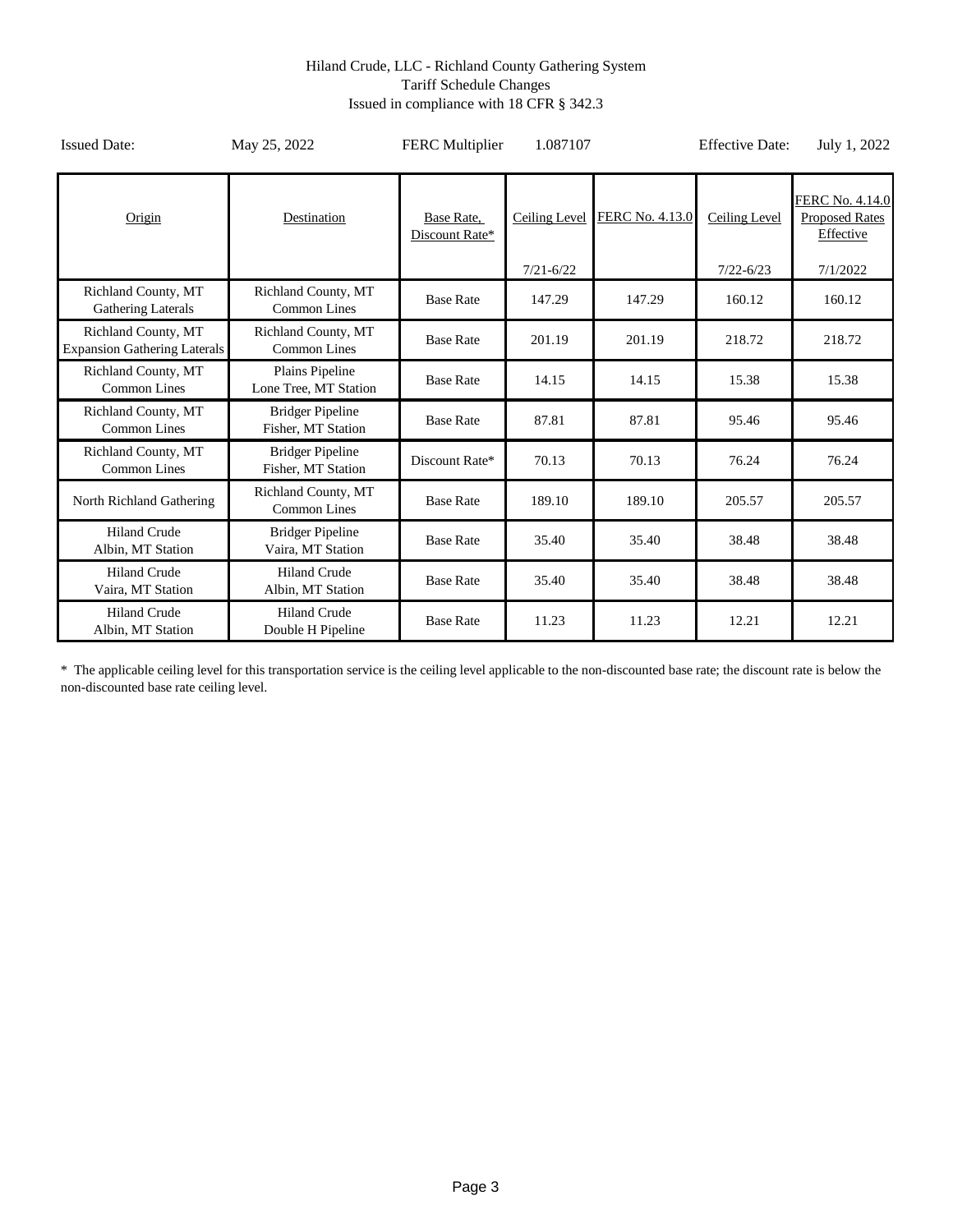Hiland Crude, LLC - Richland County Gathering System
Tariff Schedule Changes
Issued in compliance with 18 CFR § 342.3

Issued Date: May 25, 2022 | FERC Multiplier 1.087107 | Effective Date: July 1, 2022

| Origin | Destination | Base Rate, Discount Rate* | Ceiling Level 7/21-6/22 | FERC No. 4.13.0 | Ceiling Level 7/22-6/23 | FERC No. 4.14.0 Proposed Rates Effective 7/1/2022 |
|---|---|---|---|---|---|---|
| Richland County, MT Gathering Laterals | Richland County, MT Common Lines | Base Rate | 147.29 | 147.29 | 160.12 | 160.12 |
| Richland County, MT Expansion Gathering Laterals | Richland County, MT Common Lines | Base Rate | 201.19 | 201.19 | 218.72 | 218.72 |
| Richland County, MT Common Lines | Plains Pipeline Lone Tree, MT Station | Base Rate | 14.15 | 14.15 | 15.38 | 15.38 |
| Richland County, MT Common Lines | Bridger Pipeline Fisher, MT Station | Base Rate | 87.81 | 87.81 | 95.46 | 95.46 |
| Richland County, MT Common Lines | Bridger Pipeline Fisher, MT Station | Discount Rate* | 70.13 | 70.13 | 76.24 | 76.24 |
| North Richland Gathering | Richland County, MT Common Lines | Base Rate | 189.10 | 189.10 | 205.57 | 205.57 |
| Hiland Crude Albin, MT Station | Bridger Pipeline Vaira, MT Station | Base Rate | 35.40 | 35.40 | 38.48 | 38.48 |
| Hiland Crude Vaira, MT Station | Hiland Crude Albin, MT Station | Base Rate | 35.40 | 35.40 | 38.48 | 38.48 |
| Hiland Crude Albin, MT Station | Hiland Crude Double H Pipeline | Base Rate | 11.23 | 11.23 | 12.21 | 12.21 |

* The applicable ceiling level for this transportation service is the ceiling level applicable to the non-discounted base rate; the discount rate is below the non-discounted base rate ceiling level.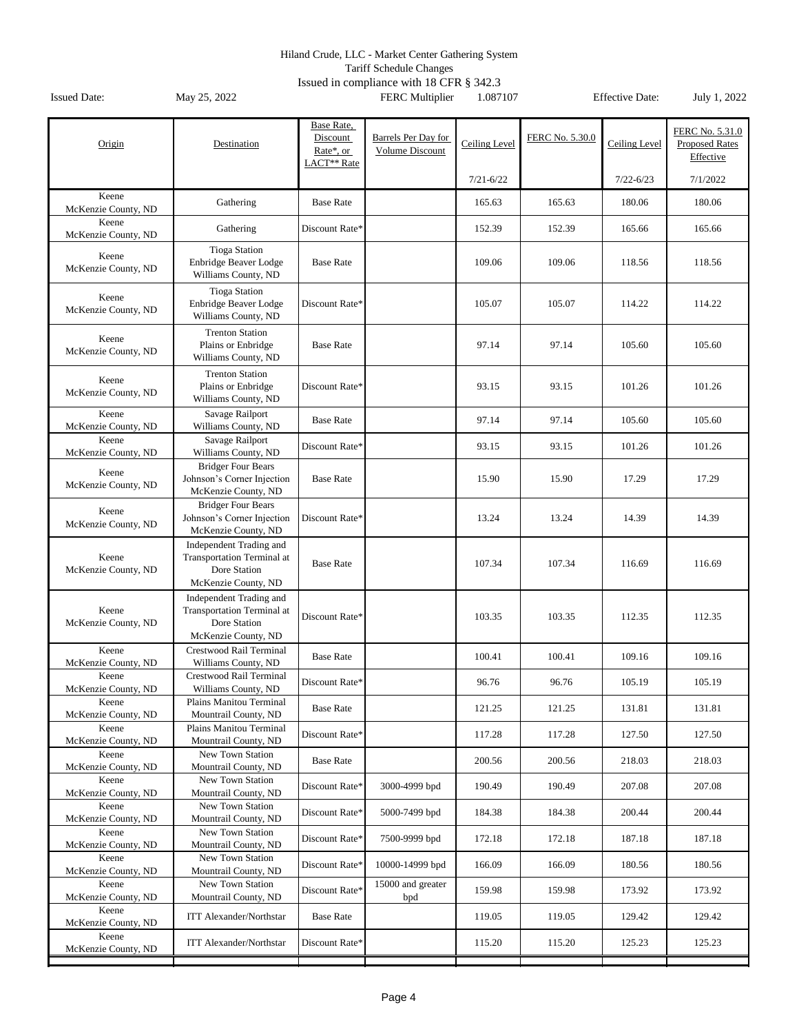Hiland Crude, LLC - Market Center Gathering System
Tariff Schedule Changes
Issued in compliance with 18 CFR § 342.3

Issued Date: May 25, 2022 | FERC Multiplier 1.087107 | Effective Date: July 1, 2022

| Origin | Destination | Base Rate, Discount Rate*, or LACT** Rate | Barrels Per Day for Volume Discount | Ceiling Level 7/21-6/22 | FERC No. 5.30.0 | Ceiling Level 7/22-6/23 | FERC No. 5.31.0 Proposed Rates Effective 7/1/2022 |
|---|---|---|---|---|---|---|---|
| Keene McKenzie County, ND | Gathering | Base Rate | | 165.63 | 165.63 | 180.06 | 180.06 |
| Keene McKenzie County, ND | Gathering | Discount Rate* | | 152.39 | 152.39 | 165.66 | 165.66 |
| Keene McKenzie County, ND | Tioga Station Enbridge Beaver Lodge Williams County, ND | Base Rate | | 109.06 | 109.06 | 118.56 | 118.56 |
| Keene McKenzie County, ND | Tioga Station Enbridge Beaver Lodge Williams County, ND | Discount Rate* | | 105.07 | 105.07 | 114.22 | 114.22 |
| Keene McKenzie County, ND | Trenton Station Plains or Enbridge Williams County, ND | Base Rate | | 97.14 | 97.14 | 105.60 | 105.60 |
| Keene McKenzie County, ND | Trenton Station Plains or Enbridge Williams County, ND | Discount Rate* | | 93.15 | 93.15 | 101.26 | 101.26 |
| Keene McKenzie County, ND | Savage Railport Williams County, ND | Base Rate | | 97.14 | 97.14 | 105.60 | 105.60 |
| Keene McKenzie County, ND | Savage Railport Williams County, ND | Discount Rate* | | 93.15 | 93.15 | 101.26 | 101.26 |
| Keene McKenzie County, ND | Bridger Four Bears Johnson's Corner Injection McKenzie County, ND | Base Rate | | 15.90 | 15.90 | 17.29 | 17.29 |
| Keene McKenzie County, ND | Bridger Four Bears Johnson's Corner Injection McKenzie County, ND | Discount Rate* | | 13.24 | 13.24 | 14.39 | 14.39 |
| Keene McKenzie County, ND | Independent Trading and Transportation Terminal at Dore Station McKenzie County, ND | Base Rate | | 107.34 | 107.34 | 116.69 | 116.69 |
| Keene McKenzie County, ND | Independent Trading and Transportation Terminal at Dore Station McKenzie County, ND | Discount Rate* | | 103.35 | 103.35 | 112.35 | 112.35 |
| Keene McKenzie County, ND | Crestwood Rail Terminal Williams County, ND | Base Rate | | 100.41 | 100.41 | 109.16 | 109.16 |
| Keene McKenzie County, ND | Crestwood Rail Terminal Williams County, ND | Discount Rate* | | 96.76 | 96.76 | 105.19 | 105.19 |
| Keene McKenzie County, ND | Plains Manitou Terminal Mountrail County, ND | Base Rate | | 121.25 | 121.25 | 131.81 | 131.81 |
| Keene McKenzie County, ND | Plains Manitou Terminal Mountrail County, ND | Discount Rate* | | 117.28 | 117.28 | 127.50 | 127.50 |
| Keene McKenzie County, ND | New Town Station Mountrail County, ND | Base Rate | | 200.56 | 200.56 | 218.03 | 218.03 |
| Keene McKenzie County, ND | New Town Station Mountrail County, ND | Discount Rate* | 3000-4999 bpd | 190.49 | 190.49 | 207.08 | 207.08 |
| Keene McKenzie County, ND | New Town Station Mountrail County, ND | Discount Rate* | 5000-7499 bpd | 184.38 | 184.38 | 200.44 | 200.44 |
| Keene McKenzie County, ND | New Town Station Mountrail County, ND | Discount Rate* | 7500-9999 bpd | 172.18 | 172.18 | 187.18 | 187.18 |
| Keene McKenzie County, ND | New Town Station Mountrail County, ND | Discount Rate* | 10000-14999 bpd | 166.09 | 166.09 | 180.56 | 180.56 |
| Keene McKenzie County, ND | New Town Station Mountrail County, ND | Discount Rate* | 15000 and greater bpd | 159.98 | 159.98 | 173.92 | 173.92 |
| Keene McKenzie County, ND | ITT Alexander/Northstar | Base Rate | | 119.05 | 119.05 | 129.42 | 129.42 |
| Keene McKenzie County, ND | ITT Alexander/Northstar | Discount Rate* | | 115.20 | 115.20 | 125.23 | 125.23 |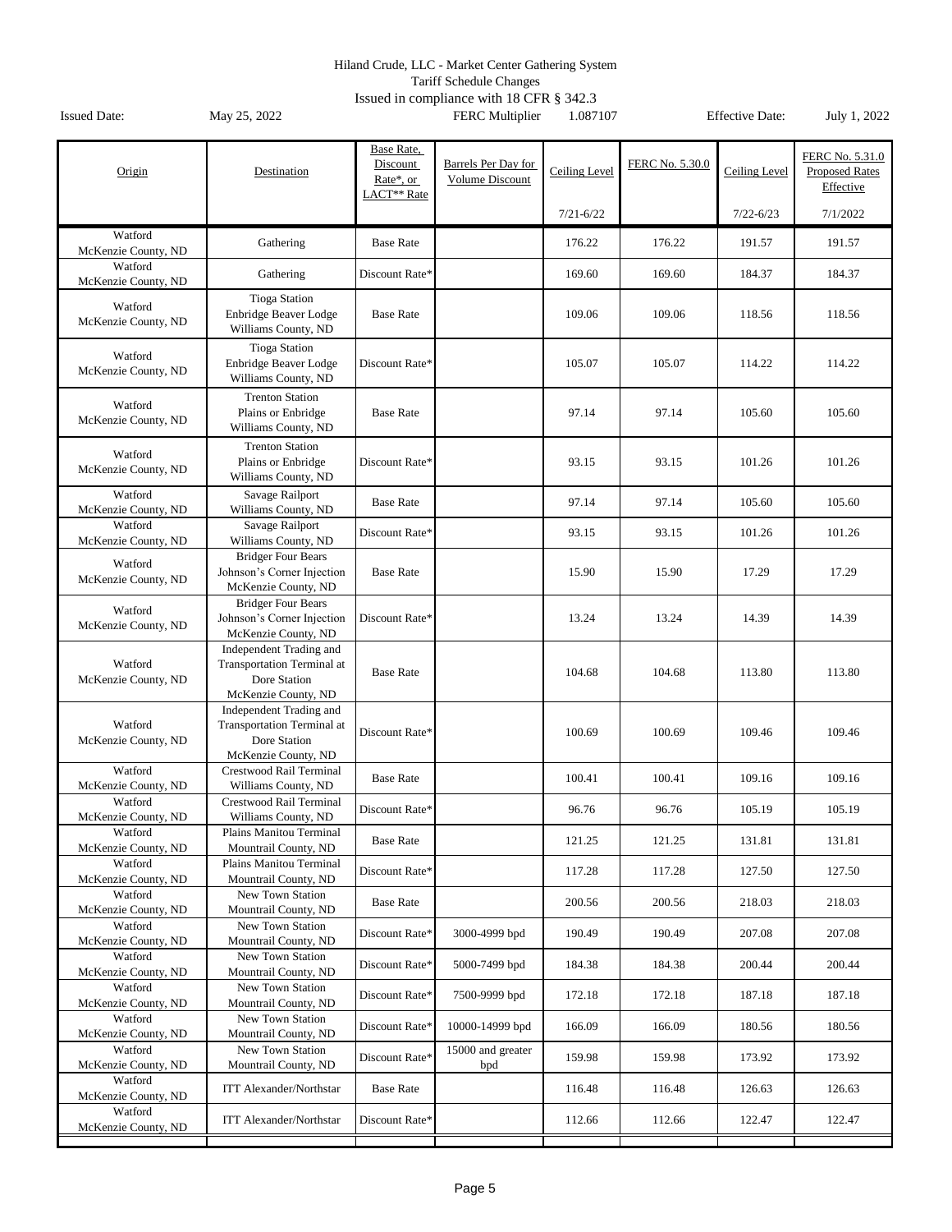Hiland Crude, LLC - Market Center Gathering System
Tariff Schedule Changes
Issued in compliance with 18 CFR § 342.3

Issued Date: May 25, 2022 FERC Multiplier 1.087107 Effective Date: July 1, 2022

| Origin | Destination | Base Rate, Discount Rate*, or LACT** Rate | Barrels Per Day for Volume Discount | Ceiling Level 7/21-6/22 | FERC No. 5.30.0 | Ceiling Level 7/22-6/23 | FERC No. 5.31.0 Proposed Rates Effective 7/1/2022 |
|---|---|---|---|---|---|---|---|
| Watford McKenzie County, ND | Gathering | Base Rate | | 176.22 | 176.22 | 191.57 | 191.57 |
| Watford McKenzie County, ND | Gathering | Discount Rate* | | 169.60 | 169.60 | 184.37 | 184.37 |
| Watford McKenzie County, ND | Tioga Station Enbridge Beaver Lodge Williams County, ND | Base Rate | | 109.06 | 109.06 | 118.56 | 118.56 |
| Watford McKenzie County, ND | Tioga Station Enbridge Beaver Lodge Williams County, ND | Discount Rate* | | 105.07 | 105.07 | 114.22 | 114.22 |
| Watford McKenzie County, ND | Trenton Station Plains or Enbridge Williams County, ND | Base Rate | | 97.14 | 97.14 | 105.60 | 105.60 |
| Watford McKenzie County, ND | Trenton Station Plains or Enbridge Williams County, ND | Discount Rate* | | 93.15 | 93.15 | 101.26 | 101.26 |
| Watford McKenzie County, ND | Savage Railport Williams County, ND | Base Rate | | 97.14 | 97.14 | 105.60 | 105.60 |
| Watford McKenzie County, ND | Savage Railport Williams County, ND | Discount Rate* | | 93.15 | 93.15 | 101.26 | 101.26 |
| Watford McKenzie County, ND | Bridger Four Bears Johnson's Corner Injection McKenzie County, ND | Base Rate | | 15.90 | 15.90 | 17.29 | 17.29 |
| Watford McKenzie County, ND | Bridger Four Bears Johnson's Corner Injection McKenzie County, ND | Discount Rate* | | 13.24 | 13.24 | 14.39 | 14.39 |
| Watford McKenzie County, ND | Independent Trading and Transportation Terminal at Dore Station McKenzie County, ND | Base Rate | | 104.68 | 104.68 | 113.80 | 113.80 |
| Watford McKenzie County, ND | Independent Trading and Transportation Terminal at Dore Station McKenzie County, ND | Discount Rate* | | 100.69 | 100.69 | 109.46 | 109.46 |
| Watford McKenzie County, ND | Crestwood Rail Terminal Williams County, ND | Base Rate | | 100.41 | 100.41 | 109.16 | 109.16 |
| Watford McKenzie County, ND | Crestwood Rail Terminal Williams County, ND | Discount Rate* | | 96.76 | 96.76 | 105.19 | 105.19 |
| Watford McKenzie County, ND | Plains Manitou Terminal Mountrail County, ND | Base Rate | | 121.25 | 121.25 | 131.81 | 131.81 |
| Watford McKenzie County, ND | Plains Manitou Terminal Mountrail County, ND | Discount Rate* | | 117.28 | 117.28 | 127.50 | 127.50 |
| Watford McKenzie County, ND | New Town Station Mountrail County, ND | Base Rate | | 200.56 | 200.56 | 218.03 | 218.03 |
| Watford McKenzie County, ND | New Town Station Mountrail County, ND | Discount Rate* | 3000-4999 bpd | 190.49 | 190.49 | 207.08 | 207.08 |
| Watford McKenzie County, ND | New Town Station Mountrail County, ND | Discount Rate* | 5000-7499 bpd | 184.38 | 184.38 | 200.44 | 200.44 |
| Watford McKenzie County, ND | New Town Station Mountrail County, ND | Discount Rate* | 7500-9999 bpd | 172.18 | 172.18 | 187.18 | 187.18 |
| Watford McKenzie County, ND | New Town Station Mountrail County, ND | Discount Rate* | 10000-14999 bpd | 166.09 | 166.09 | 180.56 | 180.56 |
| Watford McKenzie County, ND | New Town Station Mountrail County, ND | Discount Rate* | 15000 and greater bpd | 159.98 | 159.98 | 173.92 | 173.92 |
| Watford McKenzie County, ND | ITT Alexander/Northstar | Base Rate | | 116.48 | 116.48 | 126.63 | 126.63 |
| Watford McKenzie County, ND | ITT Alexander/Northstar | Discount Rate* | | 112.66 | 112.66 | 122.47 | 122.47 |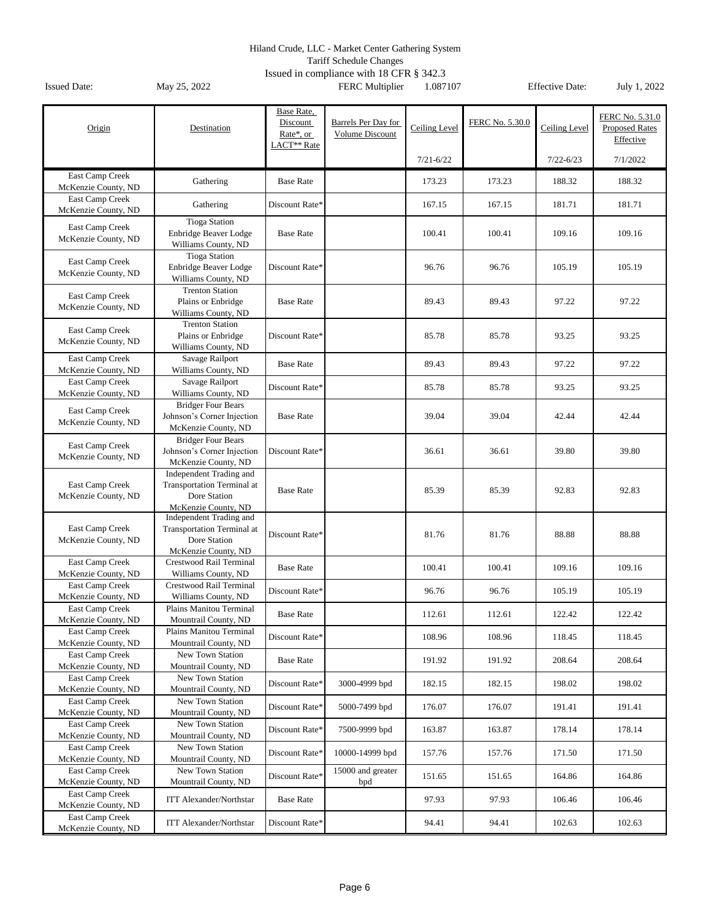Hiland Crude, LLC - Market Center Gathering System
Tariff Schedule Changes
Issued in compliance with 18 CFR § 342.3

Issued Date: May 25, 2022 FERC Multiplier 1.087107 Effective Date: July 1, 2022

| Origin | Destination | Base Rate, Discount Rate*, or LACT** Rate | Barrels Per Day for Volume Discount | Ceiling Level 7/21-6/22 | FERC No. 5.30.0 | Ceiling Level 7/22-6/23 | FERC No. 5.31.0 Proposed Rates Effective 7/1/2022 |
|---|---|---|---|---|---|---|---|
| East Camp Creek McKenzie County, ND | Gathering | Base Rate | | 173.23 | 173.23 | 188.32 | 188.32 |
| East Camp Creek McKenzie County, ND | Gathering | Discount Rate* | | 167.15 | 167.15 | 181.71 | 181.71 |
| East Camp Creek McKenzie County, ND | Tioga Station Enbridge Beaver Lodge Williams County, ND | Base Rate | | 100.41 | 100.41 | 109.16 | 109.16 |
| East Camp Creek McKenzie County, ND | Tioga Station Enbridge Beaver Lodge Williams County, ND | Discount Rate* | | 96.76 | 96.76 | 105.19 | 105.19 |
| East Camp Creek McKenzie County, ND | Trenton Station Plains or Enbridge Williams County, ND | Base Rate | | 89.43 | 89.43 | 97.22 | 97.22 |
| East Camp Creek McKenzie County, ND | Trenton Station Plains or Enbridge Williams County, ND | Discount Rate* | | 85.78 | 85.78 | 93.25 | 93.25 |
| East Camp Creek McKenzie County, ND | Savage Railport Williams County, ND | Base Rate | | 89.43 | 89.43 | 97.22 | 97.22 |
| East Camp Creek McKenzie County, ND | Savage Railport Williams County, ND | Discount Rate* | | 85.78 | 85.78 | 93.25 | 93.25 |
| East Camp Creek McKenzie County, ND | Bridger Four Bears Johnson's Corner Injection McKenzie County, ND | Base Rate | | 39.04 | 39.04 | 42.44 | 42.44 |
| East Camp Creek McKenzie County, ND | Bridger Four Bears Johnson's Corner Injection McKenzie County, ND | Discount Rate* | | 36.61 | 36.61 | 39.80 | 39.80 |
| East Camp Creek McKenzie County, ND | Independent Trading and Transportation Terminal at Dore Station McKenzie County, ND | Base Rate | | 85.39 | 85.39 | 92.83 | 92.83 |
| East Camp Creek McKenzie County, ND | Independent Trading and Transportation Terminal at Dore Station McKenzie County, ND | Discount Rate* | | 81.76 | 81.76 | 88.88 | 88.88 |
| East Camp Creek McKenzie County, ND | Crestwood Rail Terminal Williams County, ND | Base Rate | | 100.41 | 100.41 | 109.16 | 109.16 |
| East Camp Creek McKenzie County, ND | Crestwood Rail Terminal Williams County, ND | Discount Rate* | | 96.76 | 96.76 | 105.19 | 105.19 |
| East Camp Creek McKenzie County, ND | Plains Manitou Terminal Mountrail County, ND | Base Rate | | 112.61 | 112.61 | 122.42 | 122.42 |
| East Camp Creek McKenzie County, ND | Plains Manitou Terminal Mountrail County, ND | Discount Rate* | | 108.96 | 108.96 | 118.45 | 118.45 |
| East Camp Creek McKenzie County, ND | New Town Station Mountrail County, ND | Base Rate | | 191.92 | 191.92 | 208.64 | 208.64 |
| East Camp Creek McKenzie County, ND | New Town Station Mountrail County, ND | Discount Rate* | 3000-4999 bpd | 182.15 | 182.15 | 198.02 | 198.02 |
| East Camp Creek McKenzie County, ND | New Town Station Mountrail County, ND | Discount Rate* | 5000-7499 bpd | 176.07 | 176.07 | 191.41 | 191.41 |
| East Camp Creek McKenzie County, ND | New Town Station Mountrail County, ND | Discount Rate* | 7500-9999 bpd | 163.87 | 163.87 | 178.14 | 178.14 |
| East Camp Creek McKenzie County, ND | New Town Station Mountrail County, ND | Discount Rate* | 10000-14999 bpd | 157.76 | 157.76 | 171.50 | 171.50 |
| East Camp Creek McKenzie County, ND | New Town Station Mountrail County, ND | Discount Rate* | 15000 and greater bpd | 151.65 | 151.65 | 164.86 | 164.86 |
| East Camp Creek McKenzie County, ND | ITT Alexander/Northstar | Base Rate | | 97.93 | 97.93 | 106.46 | 106.46 |
| East Camp Creek McKenzie County, ND | ITT Alexander/Northstar | Discount Rate* | | 94.41 | 94.41 | 102.63 | 102.63 |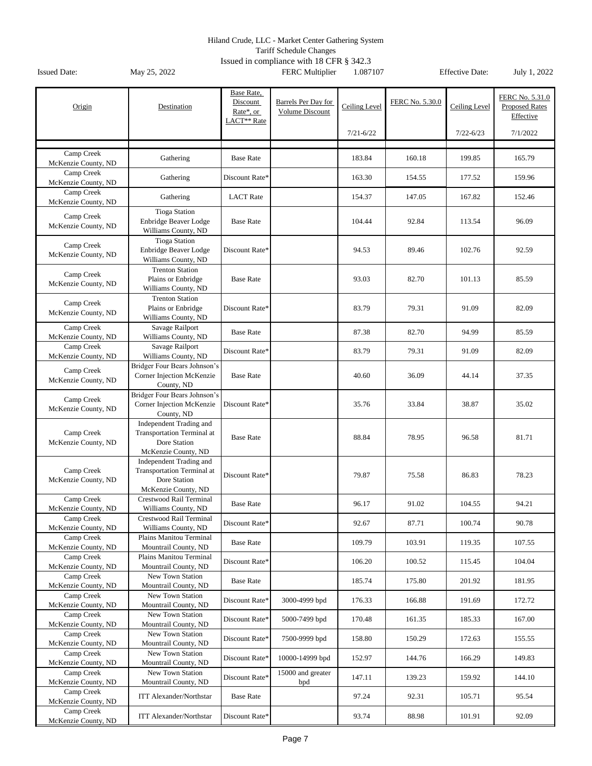Hiland Crude, LLC - Market Center Gathering System
Tariff Schedule Changes
Issued in compliance with 18 CFR § 342.3

Issued Date: May 25, 2022 | FERC Multiplier 1.087107 | Effective Date: July 1, 2022

| Origin | Destination | Base Rate, Discount Rate*, or LACT** Rate | Barrels Per Day for Volume Discount | Ceiling Level 7/21-6/22 | FERC No. 5.30.0 | Ceiling Level 7/22-6/23 | FERC No. 5.31.0 Proposed Rates Effective 7/1/2022 |
|---|---|---|---|---|---|---|---|
| Camp Creek McKenzie County, ND | Gathering | Base Rate | | 183.84 | 160.18 | 199.85 | 165.79 |
| Camp Creek McKenzie County, ND | Gathering | Discount Rate* | | 163.30 | 154.55 | 177.52 | 159.96 |
| Camp Creek McKenzie County, ND | Gathering | LACT Rate | | 154.37 | 147.05 | 167.82 | 152.46 |
| Camp Creek McKenzie County, ND | Tioga Station Enbridge Beaver Lodge Williams County, ND | Base Rate | | 104.44 | 92.84 | 113.54 | 96.09 |
| Camp Creek McKenzie County, ND | Tioga Station Enbridge Beaver Lodge Williams County, ND | Discount Rate* | | 94.53 | 89.46 | 102.76 | 92.59 |
| Camp Creek McKenzie County, ND | Trenton Station Plains or Enbridge Williams County, ND | Base Rate | | 93.03 | 82.70 | 101.13 | 85.59 |
| Camp Creek McKenzie County, ND | Trenton Station Plains or Enbridge Williams County, ND | Discount Rate* | | 83.79 | 79.31 | 91.09 | 82.09 |
| Camp Creek McKenzie County, ND | Savage Railport Williams County, ND | Base Rate | | 87.38 | 82.70 | 94.99 | 85.59 |
| Camp Creek McKenzie County, ND | Savage Railport Williams County, ND | Discount Rate* | | 83.79 | 79.31 | 91.09 | 82.09 |
| Camp Creek McKenzie County, ND | Bridger Four Bears Johnson's Corner Injection McKenzie County, ND | Base Rate | | 40.60 | 36.09 | 44.14 | 37.35 |
| Camp Creek McKenzie County, ND | Bridger Four Bears Johnson's Corner Injection McKenzie County, ND | Discount Rate* | | 35.76 | 33.84 | 38.87 | 35.02 |
| Camp Creek McKenzie County, ND | Independent Trading and Transportation Terminal at Dore Station McKenzie County, ND | Base Rate | | 88.84 | 78.95 | 96.58 | 81.71 |
| Camp Creek McKenzie County, ND | Independent Trading and Transportation Terminal at Dore Station McKenzie County, ND | Discount Rate* | | 79.87 | 75.58 | 86.83 | 78.23 |
| Camp Creek McKenzie County, ND | Crestwood Rail Terminal Williams County, ND | Base Rate | | 96.17 | 91.02 | 104.55 | 94.21 |
| Camp Creek McKenzie County, ND | Crestwood Rail Terminal Williams County, ND | Discount Rate* | | 92.67 | 87.71 | 100.74 | 90.78 |
| Camp Creek McKenzie County, ND | Plains Manitou Terminal Mountrail County, ND | Base Rate | | 109.79 | 103.91 | 119.35 | 107.55 |
| Camp Creek McKenzie County, ND | Plains Manitou Terminal Mountrail County, ND | Discount Rate* | | 106.20 | 100.52 | 115.45 | 104.04 |
| Camp Creek McKenzie County, ND | New Town Station Mountrail County, ND | Base Rate | | 185.74 | 175.80 | 201.92 | 181.95 |
| Camp Creek McKenzie County, ND | New Town Station Mountrail County, ND | Discount Rate* | 3000-4999 bpd | 176.33 | 166.88 | 191.69 | 172.72 |
| Camp Creek McKenzie County, ND | New Town Station Mountrail County, ND | Discount Rate* | 5000-7499 bpd | 170.48 | 161.35 | 185.33 | 167.00 |
| Camp Creek McKenzie County, ND | New Town Station Mountrail County, ND | Discount Rate* | 7500-9999 bpd | 158.80 | 150.29 | 172.63 | 155.55 |
| Camp Creek McKenzie County, ND | New Town Station Mountrail County, ND | Discount Rate* | 10000-14999 bpd | 152.97 | 144.76 | 166.29 | 149.83 |
| Camp Creek McKenzie County, ND | New Town Station Mountrail County, ND | Discount Rate* | 15000 and greater bpd | 147.11 | 139.23 | 159.92 | 144.10 |
| Camp Creek McKenzie County, ND | ITT Alexander/Northstar | Base Rate | | 97.24 | 92.31 | 105.71 | 95.54 |
| Camp Creek McKenzie County, ND | ITT Alexander/Northstar | Discount Rate* | | 93.74 | 88.98 | 101.91 | 92.09 |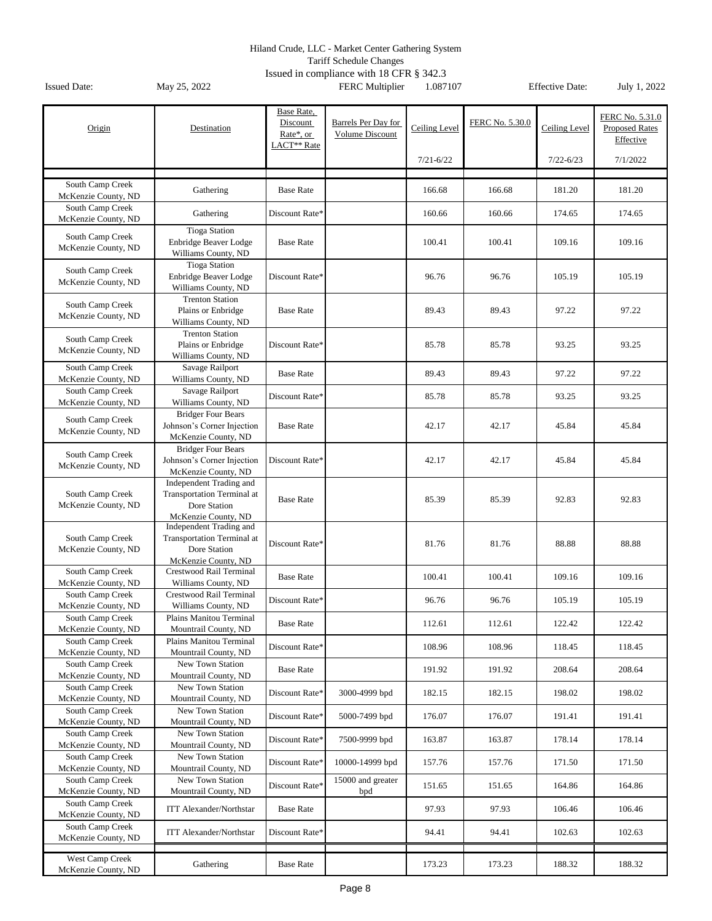Hiland Crude, LLC - Market Center Gathering System
Tariff Schedule Changes
Issued in compliance with 18 CFR § 342.3

Issued Date: May 25, 2022 FERC Multiplier 1.087107 Effective Date: July 1, 2022

| Origin | Destination | Base Rate, Discount Rate*, or LACT** Rate | Barrels Per Day for Volume Discount | Ceiling Level 7/21-6/22 | FERC No. 5.30.0 | Ceiling Level 7/22-6/23 | FERC No. 5.31.0 Proposed Rates Effective 7/1/2022 |
|---|---|---|---|---|---|---|---|
| South Camp Creek McKenzie County, ND | Gathering | Base Rate | | 166.68 | 166.68 | 181.20 | 181.20 |
| South Camp Creek McKenzie County, ND | Gathering | Discount Rate* | | 160.66 | 160.66 | 174.65 | 174.65 |
| South Camp Creek McKenzie County, ND | Tioga Station Enbridge Beaver Lodge Williams County, ND | Base Rate | | 100.41 | 100.41 | 109.16 | 109.16 |
| South Camp Creek McKenzie County, ND | Tioga Station Enbridge Beaver Lodge Williams County, ND | Discount Rate* | | 96.76 | 96.76 | 105.19 | 105.19 |
| South Camp Creek McKenzie County, ND | Trenton Station Plains or Enbridge Williams County, ND | Base Rate | | 89.43 | 89.43 | 97.22 | 97.22 |
| South Camp Creek McKenzie County, ND | Trenton Station Plains or Enbridge Williams County, ND | Discount Rate* | | 85.78 | 85.78 | 93.25 | 93.25 |
| South Camp Creek McKenzie County, ND | Savage Railport Williams County, ND | Base Rate | | 89.43 | 89.43 | 97.22 | 97.22 |
| South Camp Creek McKenzie County, ND | Savage Railport Williams County, ND | Discount Rate* | | 85.78 | 85.78 | 93.25 | 93.25 |
| South Camp Creek McKenzie County, ND | Bridger Four Bears Johnson's Corner Injection McKenzie County, ND | Base Rate | | 42.17 | 42.17 | 45.84 | 45.84 |
| South Camp Creek McKenzie County, ND | Bridger Four Bears Johnson's Corner Injection McKenzie County, ND | Discount Rate* | | 42.17 | 42.17 | 45.84 | 45.84 |
| South Camp Creek McKenzie County, ND | Independent Trading and Transportation Terminal at Dore Station McKenzie County, ND | Base Rate | | 85.39 | 85.39 | 92.83 | 92.83 |
| South Camp Creek McKenzie County, ND | Independent Trading and Transportation Terminal at Dore Station McKenzie County, ND | Discount Rate* | | 81.76 | 81.76 | 88.88 | 88.88 |
| South Camp Creek McKenzie County, ND | Crestwood Rail Terminal Williams County, ND | Base Rate | | 100.41 | 100.41 | 109.16 | 109.16 |
| South Camp Creek McKenzie County, ND | Crestwood Rail Terminal Williams County, ND | Discount Rate* | | 96.76 | 96.76 | 105.19 | 105.19 |
| South Camp Creek McKenzie County, ND | Plains Manitou Terminal Mountrail County, ND | Base Rate | | 112.61 | 112.61 | 122.42 | 122.42 |
| South Camp Creek McKenzie County, ND | Plains Manitou Terminal Mountrail County, ND | Discount Rate* | | 108.96 | 108.96 | 118.45 | 118.45 |
| South Camp Creek McKenzie County, ND | New Town Station Mountrail County, ND | Base Rate | | 191.92 | 191.92 | 208.64 | 208.64 |
| South Camp Creek McKenzie County, ND | New Town Station Mountrail County, ND | Discount Rate* | 3000-4999 bpd | 182.15 | 182.15 | 198.02 | 198.02 |
| South Camp Creek McKenzie County, ND | New Town Station Mountrail County, ND | Discount Rate* | 5000-7499 bpd | 176.07 | 176.07 | 191.41 | 191.41 |
| South Camp Creek McKenzie County, ND | New Town Station Mountrail County, ND | Discount Rate* | 7500-9999 bpd | 163.87 | 163.87 | 178.14 | 178.14 |
| South Camp Creek McKenzie County, ND | New Town Station Mountrail County, ND | Discount Rate* | 10000-14999 bpd | 157.76 | 157.76 | 171.50 | 171.50 |
| South Camp Creek McKenzie County, ND | New Town Station Mountrail County, ND | Discount Rate* | 15000 and greater bpd | 151.65 | 151.65 | 164.86 | 164.86 |
| South Camp Creek McKenzie County, ND | ITT Alexander/Northstar | Base Rate | | 97.93 | 97.93 | 106.46 | 106.46 |
| South Camp Creek McKenzie County, ND | ITT Alexander/Northstar | Discount Rate* | | 94.41 | 94.41 | 102.63 | 102.63 |
| West Camp Creek McKenzie County, ND | Gathering | Base Rate | | 173.23 | 173.23 | 188.32 | 188.32 |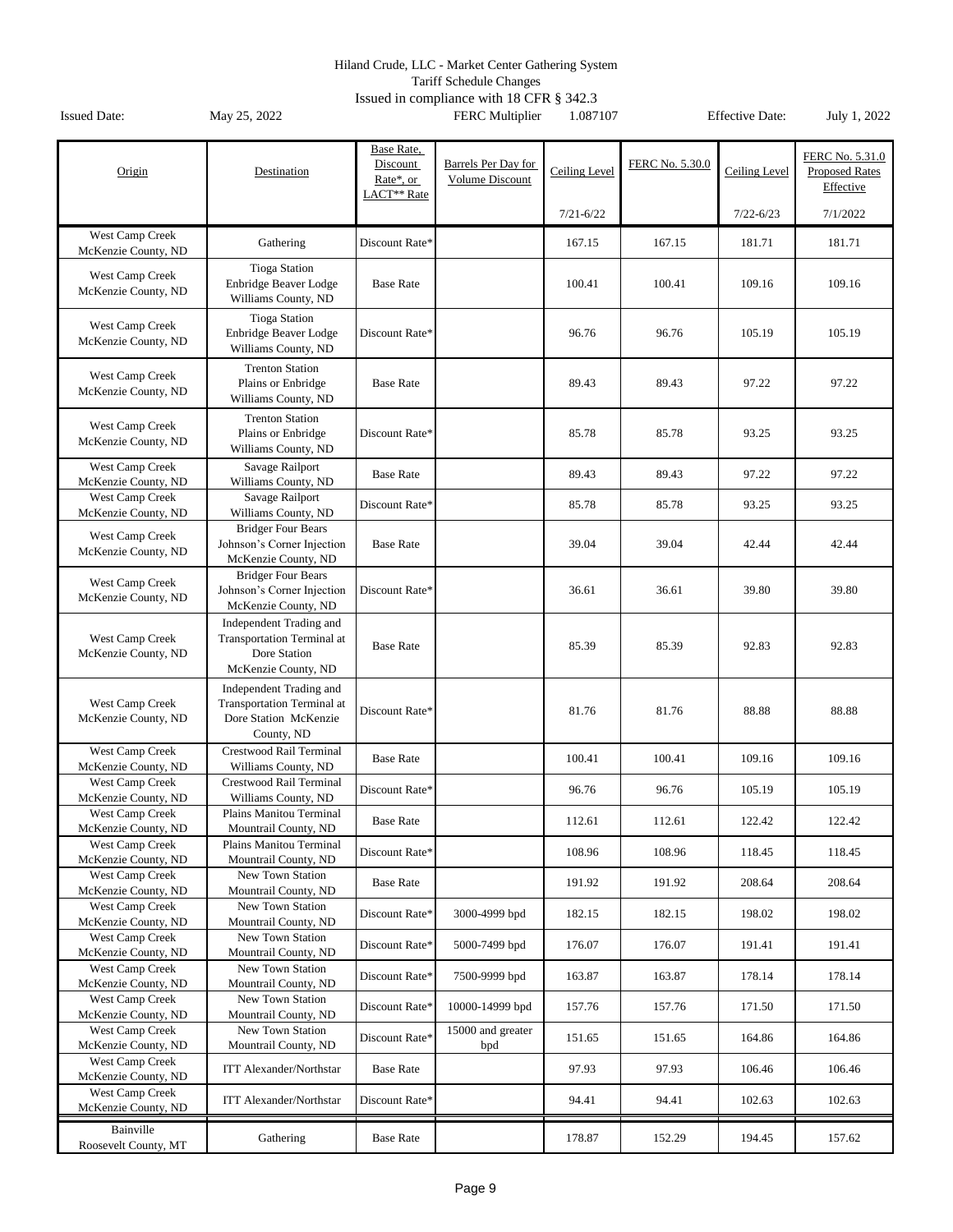Hiland Crude, LLC - Market Center Gathering System
Tariff Schedule Changes
Issued in compliance with 18 CFR § 342.3

Issued Date: May 25, 2022 FERC Multiplier 1.087107 Effective Date: July 1, 2022

| Origin | Destination | Base Rate, Discount Rate*, or LACT** Rate | Barrels Per Day for Volume Discount | Ceiling Level 7/21-6/22 | FERC No. 5.30.0 | Ceiling Level 7/22-6/23 | FERC No. 5.31.0 Proposed Rates Effective 7/1/2022 |
|---|---|---|---|---|---|---|---|
| West Camp Creek McKenzie County, ND | Gathering | Discount Rate* | | 167.15 | 167.15 | 181.71 | 181.71 |
| West Camp Creek McKenzie County, ND | Tioga Station Enbridge Beaver Lodge Williams County, ND | Base Rate | | 100.41 | 100.41 | 109.16 | 109.16 |
| West Camp Creek McKenzie County, ND | Tioga Station Enbridge Beaver Lodge Williams County, ND | Discount Rate* | | 96.76 | 96.76 | 105.19 | 105.19 |
| West Camp Creek McKenzie County, ND | Trenton Station Plains or Enbridge Williams County, ND | Base Rate | | 89.43 | 89.43 | 97.22 | 97.22 |
| West Camp Creek McKenzie County, ND | Trenton Station Plains or Enbridge Williams County, ND | Discount Rate* | | 85.78 | 85.78 | 93.25 | 93.25 |
| West Camp Creek McKenzie County, ND | Savage Railport Williams County, ND | Base Rate | | 89.43 | 89.43 | 97.22 | 97.22 |
| West Camp Creek McKenzie County, ND | Savage Railport Williams County, ND | Discount Rate* | | 85.78 | 85.78 | 93.25 | 93.25 |
| West Camp Creek McKenzie County, ND | Bridger Four Bears Johnson's Corner Injection McKenzie County, ND | Base Rate | | 39.04 | 39.04 | 42.44 | 42.44 |
| West Camp Creek McKenzie County, ND | Bridger Four Bears Johnson's Corner Injection McKenzie County, ND | Discount Rate* | | 36.61 | 36.61 | 39.80 | 39.80 |
| West Camp Creek McKenzie County, ND | Independent Trading and Transportation Terminal at Dore Station McKenzie County, ND | Base Rate | | 85.39 | 85.39 | 92.83 | 92.83 |
| West Camp Creek McKenzie County, ND | Independent Trading and Transportation Terminal at Dore Station McKenzie County, ND | Discount Rate* | | 81.76 | 81.76 | 88.88 | 88.88 |
| West Camp Creek McKenzie County, ND | Crestwood Rail Terminal Williams County, ND | Base Rate | | 100.41 | 100.41 | 109.16 | 109.16 |
| West Camp Creek McKenzie County, ND | Crestwood Rail Terminal Williams County, ND | Discount Rate* | | 96.76 | 96.76 | 105.19 | 105.19 |
| West Camp Creek McKenzie County, ND | Plains Manitou Terminal Mountrail County, ND | Base Rate | | 112.61 | 112.61 | 122.42 | 122.42 |
| West Camp Creek McKenzie County, ND | Plains Manitou Terminal Mountrail County, ND | Discount Rate* | | 108.96 | 108.96 | 118.45 | 118.45 |
| West Camp Creek McKenzie County, ND | New Town Station Mountrail County, ND | Base Rate | | 191.92 | 191.92 | 208.64 | 208.64 |
| West Camp Creek McKenzie County, ND | New Town Station Mountrail County, ND | Discount Rate* | 3000-4999 bpd | 182.15 | 182.15 | 198.02 | 198.02 |
| West Camp Creek McKenzie County, ND | New Town Station Mountrail County, ND | Discount Rate* | 5000-7499 bpd | 176.07 | 176.07 | 191.41 | 191.41 |
| West Camp Creek McKenzie County, ND | New Town Station Mountrail County, ND | Discount Rate* | 7500-9999 bpd | 163.87 | 163.87 | 178.14 | 178.14 |
| West Camp Creek McKenzie County, ND | New Town Station Mountrail County, ND | Discount Rate* | 10000-14999 bpd | 157.76 | 157.76 | 171.50 | 171.50 |
| West Camp Creek McKenzie County, ND | New Town Station Mountrail County, ND | Discount Rate* | 15000 and greater bpd | 151.65 | 151.65 | 164.86 | 164.86 |
| West Camp Creek McKenzie County, ND | ITT Alexander/Northstar | Base Rate | | 97.93 | 97.93 | 106.46 | 106.46 |
| West Camp Creek McKenzie County, ND | ITT Alexander/Northstar | Discount Rate* | | 94.41 | 94.41 | 102.63 | 102.63 |
| Bainville Roosevelt County, MT | Gathering | Base Rate | | 178.87 | 152.29 | 194.45 | 157.62 |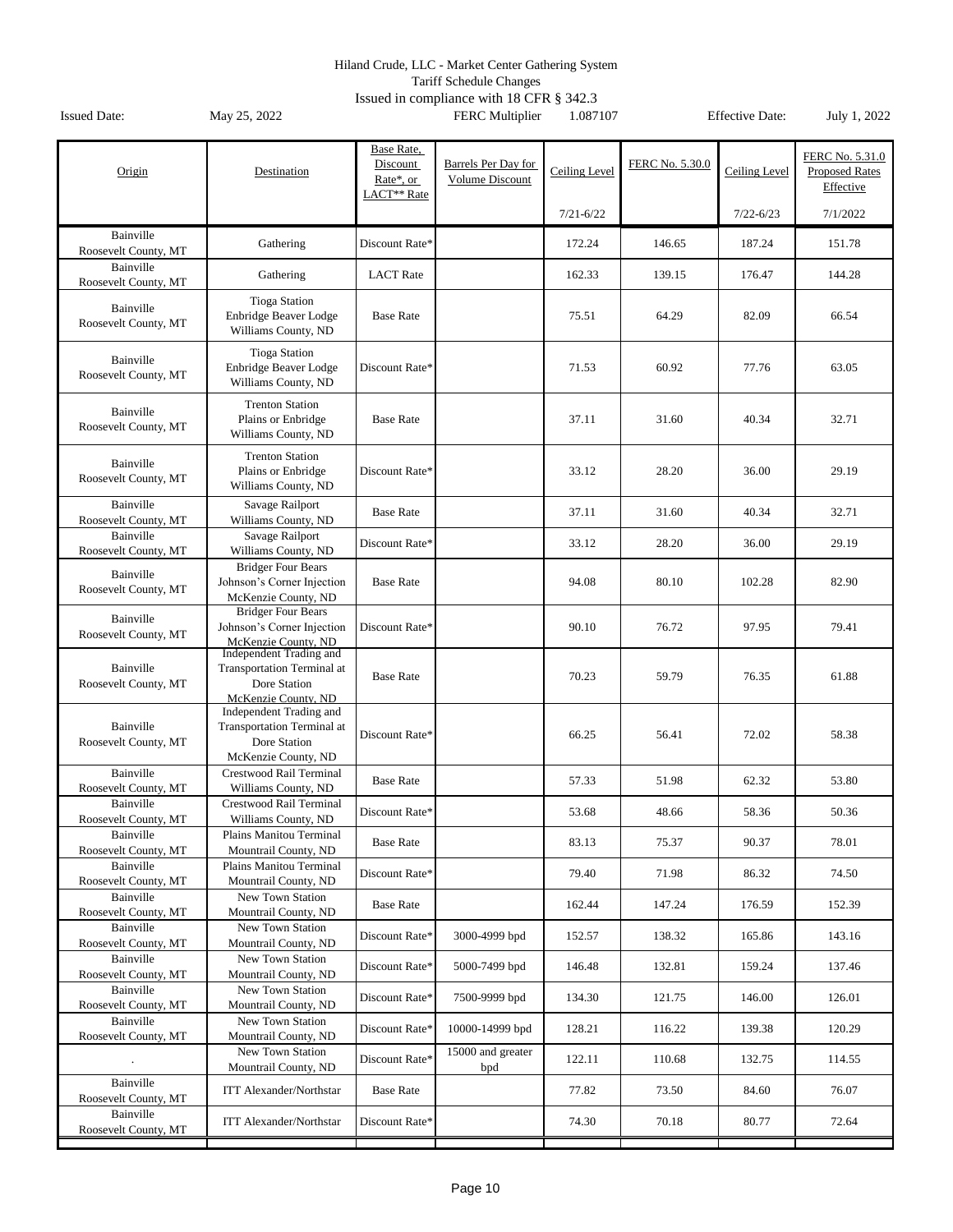Hiland Crude, LLC - Market Center Gathering System
Tariff Schedule Changes
Issued in compliance with 18 CFR § 342.3

Issued Date: May 25, 2022 FERC Multiplier 1.087107 Effective Date: July 1, 2022

| Origin | Destination | Base Rate, Discount Rate*, or LACT** Rate | Barrels Per Day for Volume Discount | Ceiling Level 7/21-6/22 | FERC No. 5.30.0 | Ceiling Level 7/22-6/23 | FERC No. 5.31.0 Proposed Rates Effective 7/1/2022 |
|---|---|---|---|---|---|---|---|
| Bainville Roosevelt County, MT | Gathering | Discount Rate* | | 172.24 | 146.65 | 187.24 | 151.78 |
| Bainville Roosevelt County, MT | Gathering | LACT Rate | | 162.33 | 139.15 | 176.47 | 144.28 |
| Bainville Roosevelt County, MT | Tioga Station Enbridge Beaver Lodge Williams County, ND | Base Rate | | 75.51 | 64.29 | 82.09 | 66.54 |
| Bainville Roosevelt County, MT | Tioga Station Enbridge Beaver Lodge Williams County, ND | Discount Rate* | | 71.53 | 60.92 | 77.76 | 63.05 |
| Bainville Roosevelt County, MT | Trenton Station Plains or Enbridge Williams County, ND | Base Rate | | 37.11 | 31.60 | 40.34 | 32.71 |
| Bainville Roosevelt County, MT | Trenton Station Plains or Enbridge Williams County, ND | Discount Rate* | | 33.12 | 28.20 | 36.00 | 29.19 |
| Bainville Roosevelt County, MT | Savage Railport Williams County, ND | Base Rate | | 37.11 | 31.60 | 40.34 | 32.71 |
| Bainville Roosevelt County, MT | Savage Railport Williams County, ND | Discount Rate* | | 33.12 | 28.20 | 36.00 | 29.19 |
| Bainville Roosevelt County, MT | Bridger Four Bears Johnson's Corner Injection McKenzie County, ND | Base Rate | | 94.08 | 80.10 | 102.28 | 82.90 |
| Bainville Roosevelt County, MT | Bridger Four Bears Johnson's Corner Injection McKenzie County, ND | Discount Rate* | | 90.10 | 76.72 | 97.95 | 79.41 |
| Bainville Roosevelt County, MT | Independent Trading and Transportation Terminal at Dore Station McKenzie County, ND | Base Rate | | 70.23 | 59.79 | 76.35 | 61.88 |
| Bainville Roosevelt County, MT | Independent Trading and Transportation Terminal at Dore Station McKenzie County, ND | Discount Rate* | | 66.25 | 56.41 | 72.02 | 58.38 |
| Bainville Roosevelt County, MT | Crestwood Rail Terminal Williams County, ND | Base Rate | | 57.33 | 51.98 | 62.32 | 53.80 |
| Bainville Roosevelt County, MT | Crestwood Rail Terminal Williams County, ND | Discount Rate* | | 53.68 | 48.66 | 58.36 | 50.36 |
| Bainville Roosevelt County, MT | Plains Manitou Terminal Mountrail County, ND | Base Rate | | 83.13 | 75.37 | 90.37 | 78.01 |
| Bainville Roosevelt County, MT | Plains Manitou Terminal Mountrail County, ND | Discount Rate* | | 79.40 | 71.98 | 86.32 | 74.50 |
| Bainville Roosevelt County, MT | New Town Station Mountrail County, ND | Base Rate | | 162.44 | 147.24 | 176.59 | 152.39 |
| Bainville Roosevelt County, MT | New Town Station Mountrail County, ND | Discount Rate* | 3000-4999 bpd | 152.57 | 138.32 | 165.86 | 143.16 |
| Bainville Roosevelt County, MT | New Town Station Mountrail County, ND | Discount Rate* | 5000-7499 bpd | 146.48 | 132.81 | 159.24 | 137.46 |
| Bainville Roosevelt County, MT | New Town Station Mountrail County, ND | Discount Rate* | 7500-9999 bpd | 134.30 | 121.75 | 146.00 | 126.01 |
| Bainville Roosevelt County, MT | New Town Station Mountrail County, ND | Discount Rate* | 10000-14999 bpd | 128.21 | 116.22 | 139.38 | 120.29 |
| . | New Town Station Mountrail County, ND | Discount Rate* | 15000 and greater bpd | 122.11 | 110.68 | 132.75 | 114.55 |
| Bainville Roosevelt County, MT | ITT Alexander/Northstar | Base Rate | | 77.82 | 73.50 | 84.60 | 76.07 |
| Bainville Roosevelt County, MT | ITT Alexander/Northstar | Discount Rate* | | 74.30 | 70.18 | 80.77 | 72.64 |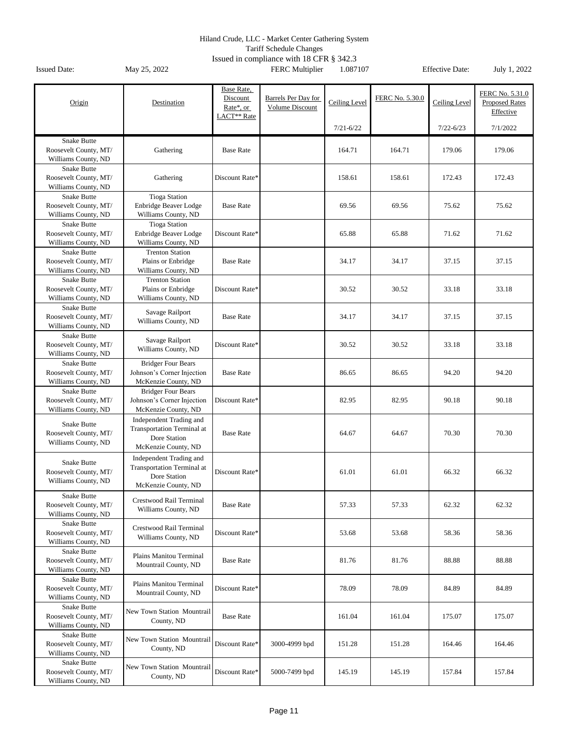Hiland Crude, LLC - Market Center Gathering System
Tariff Schedule Changes
Issued in compliance with 18 CFR § 342.3

Issued Date: May 25, 2022 | FERC Multiplier 1.087107 | Effective Date: July 1, 2022

| Origin | Destination | Base Rate, Discount Rate*, or LACT** Rate | Barrels Per Day for Volume Discount | Ceiling Level 7/21-6/22 | FERC No. 5.30.0 | Ceiling Level 7/22-6/23 | FERC No. 5.31.0 Proposed Rates Effective 7/1/2022 |
|---|---|---|---|---|---|---|---|
| Snake Butte Roosevelt County, MT/ Williams County, ND | Gathering | Base Rate | | 164.71 | 164.71 | 179.06 | 179.06 |
| Snake Butte Roosevelt County, MT/ Williams County, ND | Gathering | Discount Rate* | | 158.61 | 158.61 | 172.43 | 172.43 |
| Snake Butte Roosevelt County, MT/ Williams County, ND | Tioga Station Enbridge Beaver Lodge Williams County, ND | Base Rate | | 69.56 | 69.56 | 75.62 | 75.62 |
| Snake Butte Roosevelt County, MT/ Williams County, ND | Tioga Station Enbridge Beaver Lodge Williams County, ND | Discount Rate* | | 65.88 | 65.88 | 71.62 | 71.62 |
| Snake Butte Roosevelt County, MT/ Williams County, ND | Trenton Station Plains or Enbridge Williams County, ND | Base Rate | | 34.17 | 34.17 | 37.15 | 37.15 |
| Snake Butte Roosevelt County, MT/ Williams County, ND | Trenton Station Plains or Enbridge Williams County, ND | Discount Rate* | | 30.52 | 30.52 | 33.18 | 33.18 |
| Snake Butte Roosevelt County, MT/ Williams County, ND | Savage Railport Williams County, ND | Base Rate | | 34.17 | 34.17 | 37.15 | 37.15 |
| Snake Butte Roosevelt County, MT/ Williams County, ND | Savage Railport Williams County, ND | Discount Rate* | | 30.52 | 30.52 | 33.18 | 33.18 |
| Snake Butte Roosevelt County, MT/ Williams County, ND | Bridger Four Bears Johnson's Corner Injection McKenzie County, ND | Base Rate | | 86.65 | 86.65 | 94.20 | 94.20 |
| Snake Butte Roosevelt County, MT/ Williams County, ND | Bridger Four Bears Johnson's Corner Injection McKenzie County, ND | Discount Rate* | | 82.95 | 82.95 | 90.18 | 90.18 |
| Snake Butte Roosevelt County, MT/ Williams County, ND | Independent Trading and Transportation Terminal at Dore Station McKenzie County, ND | Base Rate | | 64.67 | 64.67 | 70.30 | 70.30 |
| Snake Butte Roosevelt County, MT/ Williams County, ND | Independent Trading and Transportation Terminal at Dore Station McKenzie County, ND | Discount Rate* | | 61.01 | 61.01 | 66.32 | 66.32 |
| Snake Butte Roosevelt County, MT/ Williams County, ND | Crestwood Rail Terminal Williams County, ND | Base Rate | | 57.33 | 57.33 | 62.32 | 62.32 |
| Snake Butte Roosevelt County, MT/ Williams County, ND | Crestwood Rail Terminal Williams County, ND | Discount Rate* | | 53.68 | 53.68 | 58.36 | 58.36 |
| Snake Butte Roosevelt County, MT/ Williams County, ND | Plains Manitou Terminal Mountrail County, ND | Base Rate | | 81.76 | 81.76 | 88.88 | 88.88 |
| Snake Butte Roosevelt County, MT/ Williams County, ND | Plains Manitou Terminal Mountrail County, ND | Discount Rate* | | 78.09 | 78.09 | 84.89 | 84.89 |
| Snake Butte Roosevelt County, MT/ Williams County, ND | New Town Station Mountrail County, ND | Base Rate | | 161.04 | 161.04 | 175.07 | 175.07 |
| Snake Butte Roosevelt County, MT/ Williams County, ND | New Town Station Mountrail County, ND | Discount Rate* | 3000-4999 bpd | 151.28 | 151.28 | 164.46 | 164.46 |
| Snake Butte Roosevelt County, MT/ Williams County, ND | New Town Station Mountrail County, ND | Discount Rate* | 5000-7499 bpd | 145.19 | 145.19 | 157.84 | 157.84 |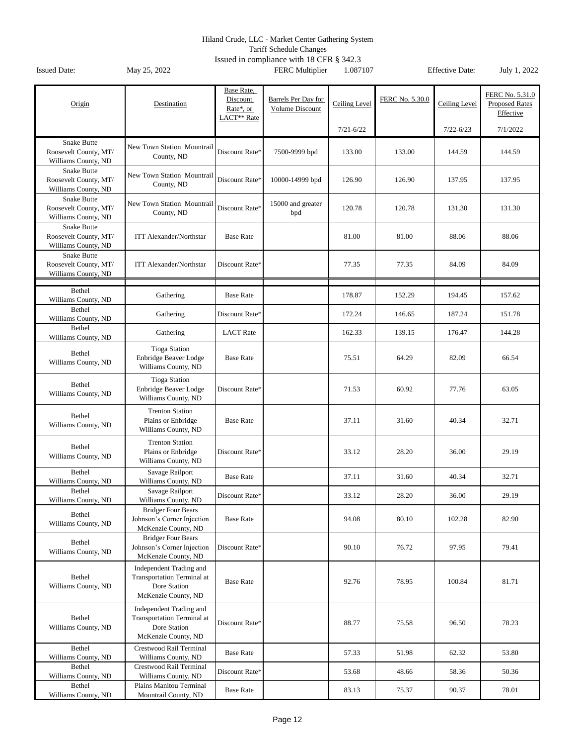Hiland Crude, LLC - Market Center Gathering System
Tariff Schedule Changes
Issued in compliance with 18 CFR § 342.3

Issued Date: May 25, 2022 FERC Multiplier 1.087107 Effective Date: July 1, 2022

| Origin | Destination | Base Rate, Discount Rate*, or LACT** Rate | Barrels Per Day for Volume Discount | Ceiling Level 7/21-6/22 | FERC No. 5.30.0 | Ceiling Level 7/22-6/23 | FERC No. 5.31.0 Proposed Rates Effective 7/1/2022 |
|---|---|---|---|---|---|---|---|
| Snake Butte Roosevelt County, MT/ Williams County, ND | New Town Station Mountrail County, ND | Discount Rate* | 7500-9999 bpd | 133.00 | 133.00 | 144.59 | 144.59 |
| Snake Butte Roosevelt County, MT/ Williams County, ND | New Town Station Mountrail County, ND | Discount Rate* | 10000-14999 bpd | 126.90 | 126.90 | 137.95 | 137.95 |
| Snake Butte Roosevelt County, MT/ Williams County, ND | New Town Station Mountrail County, ND | Discount Rate* | 15000 and greater bpd | 120.78 | 120.78 | 131.30 | 131.30 |
| Snake Butte Roosevelt County, MT/ Williams County, ND | ITT Alexander/Northstar | Base Rate | | 81.00 | 81.00 | 88.06 | 88.06 |
| Snake Butte Roosevelt County, MT/ Williams County, ND | ITT Alexander/Northstar | Discount Rate* | | 77.35 | 77.35 | 84.09 | 84.09 |
| | | | | | | | |
| Bethel Williams County, ND | Gathering | Base Rate | | 178.87 | 152.29 | 194.45 | 157.62 |
| Bethel Williams County, ND | Gathering | Discount Rate* | | 172.24 | 146.65 | 187.24 | 151.78 |
| Bethel Williams County, ND | Gathering | LACT Rate | | 162.33 | 139.15 | 176.47 | 144.28 |
| Bethel Williams County, ND | Tioga Station Enbridge Beaver Lodge Williams County, ND | Base Rate | | 75.51 | 64.29 | 82.09 | 66.54 |
| Bethel Williams County, ND | Tioga Station Enbridge Beaver Lodge Williams County, ND | Discount Rate* | | 71.53 | 60.92 | 77.76 | 63.05 |
| Bethel Williams County, ND | Trenton Station Plains or Enbridge Williams County, ND | Base Rate | | 37.11 | 31.60 | 40.34 | 32.71 |
| Bethel Williams County, ND | Trenton Station Plains or Enbridge Williams County, ND | Discount Rate* | | 33.12 | 28.20 | 36.00 | 29.19 |
| Bethel Williams County, ND | Savage Railport Williams County, ND | Base Rate | | 37.11 | 31.60 | 40.34 | 32.71 |
| Bethel Williams County, ND | Savage Railport Williams County, ND | Discount Rate* | | 33.12 | 28.20 | 36.00 | 29.19 |
| Bethel Williams County, ND | Bridger Four Bears Johnson's Corner Injection McKenzie County, ND | Base Rate | | 94.08 | 80.10 | 102.28 | 82.90 |
| Bethel Williams County, ND | Bridger Four Bears Johnson's Corner Injection McKenzie County, ND | Discount Rate* | | 90.10 | 76.72 | 97.95 | 79.41 |
| Bethel Williams County, ND | Independent Trading and Transportation Terminal at Dore Station McKenzie County, ND | Base Rate | | 92.76 | 78.95 | 100.84 | 81.71 |
| Bethel Williams County, ND | Independent Trading and Transportation Terminal at Dore Station McKenzie County, ND | Discount Rate* | | 88.77 | 75.58 | 96.50 | 78.23 |
| Bethel Williams County, ND | Crestwood Rail Terminal Williams County, ND | Base Rate | | 57.33 | 51.98 | 62.32 | 53.80 |
| Bethel Williams County, ND | Crestwood Rail Terminal Williams County, ND | Discount Rate* | | 53.68 | 48.66 | 58.36 | 50.36 |
| Bethel Williams County, ND | Plains Manitou Terminal Mountrail County, ND | Base Rate | | 83.13 | 75.37 | 90.37 | 78.01 |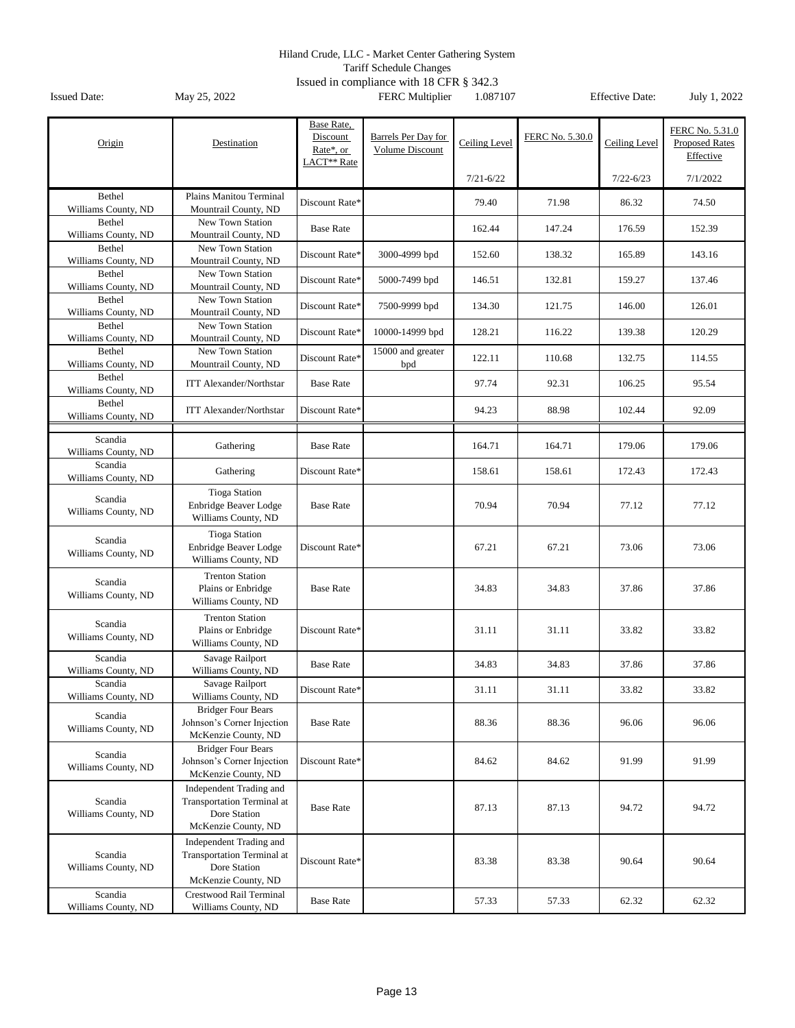Hiland Crude, LLC - Market Center Gathering System
Tariff Schedule Changes
Issued in compliance with 18 CFR § 342.3

Issued Date: May 25, 2022 FERC Multiplier 1.087107 Effective Date: July 1, 2022

| Origin | Destination | Base Rate, Discount Rate*, or LACT** Rate | Barrels Per Day for Volume Discount | Ceiling Level 7/21-6/22 | FERC No. 5.30.0 | Ceiling Level 7/22-6/23 | FERC No. 5.31.0 Proposed Rates Effective 7/1/2022 |
|---|---|---|---|---|---|---|---|
| Bethel Williams County, ND | Plains Manitou Terminal Mountrail County, ND | Discount Rate* | | 79.40 | 71.98 | 86.32 | 74.50 |
| Bethel Williams County, ND | New Town Station Mountrail County, ND | Base Rate | | 162.44 | 147.24 | 176.59 | 152.39 |
| Bethel Williams County, ND | New Town Station Mountrail County, ND | Discount Rate* | 3000-4999 bpd | 152.60 | 138.32 | 165.89 | 143.16 |
| Bethel Williams County, ND | New Town Station Mountrail County, ND | Discount Rate* | 5000-7499 bpd | 146.51 | 132.81 | 159.27 | 137.46 |
| Bethel Williams County, ND | New Town Station Mountrail County, ND | Discount Rate* | 7500-9999 bpd | 134.30 | 121.75 | 146.00 | 126.01 |
| Bethel Williams County, ND | New Town Station Mountrail County, ND | Discount Rate* | 10000-14999 bpd | 128.21 | 116.22 | 139.38 | 120.29 |
| Bethel Williams County, ND | New Town Station Mountrail County, ND | Discount Rate* | 15000 and greater bpd | 122.11 | 110.68 | 132.75 | 114.55 |
| Bethel Williams County, ND | ITT Alexander/Northstar | Base Rate | | 97.74 | 92.31 | 106.25 | 95.54 |
| Bethel Williams County, ND | ITT Alexander/Northstar | Discount Rate* | | 94.23 | 88.98 | 102.44 | 92.09 |
| Scandia Williams County, ND | Gathering | Base Rate | | 164.71 | 164.71 | 179.06 | 179.06 |
| Scandia Williams County, ND | Gathering | Discount Rate* | | 158.61 | 158.61 | 172.43 | 172.43 |
| Scandia Williams County, ND | Tioga Station Enbridge Beaver Lodge Williams County, ND | Base Rate | | 70.94 | 70.94 | 77.12 | 77.12 |
| Scandia Williams County, ND | Tioga Station Enbridge Beaver Lodge Williams County, ND | Discount Rate* | | 67.21 | 67.21 | 73.06 | 73.06 |
| Scandia Williams County, ND | Trenton Station Plains or Enbridge Williams County, ND | Base Rate | | 34.83 | 34.83 | 37.86 | 37.86 |
| Scandia Williams County, ND | Trenton Station Plains or Enbridge Williams County, ND | Discount Rate* | | 31.11 | 31.11 | 33.82 | 33.82 |
| Scandia Williams County, ND | Savage Railport Williams County, ND | Base Rate | | 34.83 | 34.83 | 37.86 | 37.86 |
| Scandia Williams County, ND | Savage Railport Williams County, ND | Discount Rate* | | 31.11 | 31.11 | 33.82 | 33.82 |
| Scandia Williams County, ND | Bridger Four Bears Johnson's Corner Injection McKenzie County, ND | Base Rate | | 88.36 | 88.36 | 96.06 | 96.06 |
| Scandia Williams County, ND | Bridger Four Bears Johnson's Corner Injection McKenzie County, ND | Discount Rate* | | 84.62 | 84.62 | 91.99 | 91.99 |
| Scandia Williams County, ND | Independent Trading and Transportation Terminal at Dore Station McKenzie County, ND | Base Rate | | 87.13 | 87.13 | 94.72 | 94.72 |
| Scandia Williams County, ND | Independent Trading and Transportation Terminal at Dore Station McKenzie County, ND | Discount Rate* | | 83.38 | 83.38 | 90.64 | 90.64 |
| Scandia Williams County, ND | Crestwood Rail Terminal Williams County, ND | Base Rate | | 57.33 | 57.33 | 62.32 | 62.32 |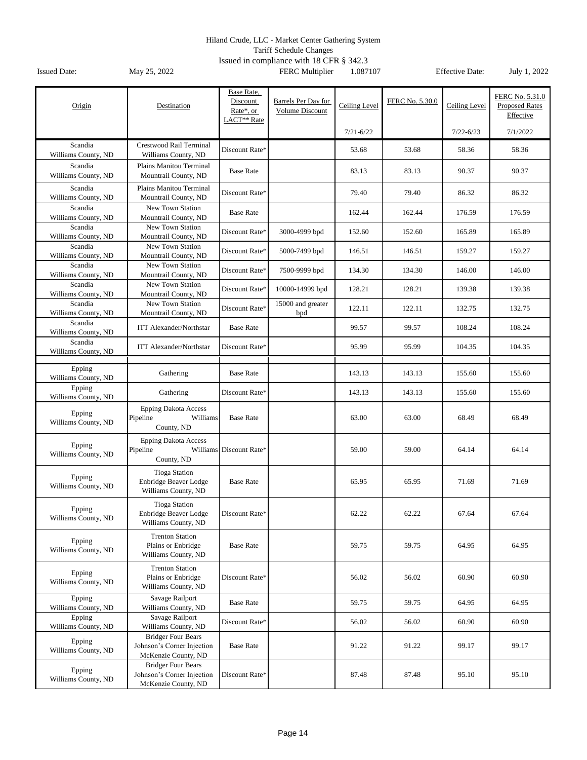Hiland Crude, LLC - Market Center Gathering System
Tariff Schedule Changes
Issued in compliance with 18 CFR § 342.3

Issued Date: May 25, 2022 FERC Multiplier 1.087107 Effective Date: July 1, 2022

| Origin | Destination | Base Rate, Discount Rate*, or LACT** Rate | Barrels Per Day for Volume Discount | Ceiling Level 7/21-6/22 | FERC No. 5.30.0 | Ceiling Level 7/22-6/23 | FERC No. 5.31.0 Proposed Rates Effective 7/1/2022 |
|---|---|---|---|---|---|---|---|
| Scandia Williams County, ND | Crestwood Rail Terminal Williams County, ND | Discount Rate* | | 53.68 | 53.68 | 58.36 | 58.36 |
| Scandia Williams County, ND | Plains Manitou Terminal Mountrail County, ND | Base Rate | | 83.13 | 83.13 | 90.37 | 90.37 |
| Scandia Williams County, ND | Plains Manitou Terminal Mountrail County, ND | Discount Rate* | | 79.40 | 79.40 | 86.32 | 86.32 |
| Scandia Williams County, ND | New Town Station Mountrail County, ND | Base Rate | | 162.44 | 162.44 | 176.59 | 176.59 |
| Scandia Williams County, ND | New Town Station Mountrail County, ND | Discount Rate* | 3000-4999 bpd | 152.60 | 152.60 | 165.89 | 165.89 |
| Scandia Williams County, ND | New Town Station Mountrail County, ND | Discount Rate* | 5000-7499 bpd | 146.51 | 146.51 | 159.27 | 159.27 |
| Scandia Williams County, ND | New Town Station Mountrail County, ND | Discount Rate* | 7500-9999 bpd | 134.30 | 134.30 | 146.00 | 146.00 |
| Scandia Williams County, ND | New Town Station Mountrail County, ND | Discount Rate* | 10000-14999 bpd | 128.21 | 128.21 | 139.38 | 139.38 |
| Scandia Williams County, ND | New Town Station Mountrail County, ND | Discount Rate* | 15000 and greater bpd | 122.11 | 122.11 | 132.75 | 132.75 |
| Scandia Williams County, ND | ITT Alexander/Northstar | Base Rate | | 99.57 | 99.57 | 108.24 | 108.24 |
| Scandia Williams County, ND | ITT Alexander/Northstar | Discount Rate* | | 95.99 | 95.99 | 104.35 | 104.35 |
| | | | | | | | |
| Epping Williams County, ND | Gathering | Base Rate | | 143.13 | 143.13 | 155.60 | 155.60 |
| Epping Williams County, ND | Gathering | Discount Rate* | | 143.13 | 143.13 | 155.60 | 155.60 |
| Epping Williams County, ND | Epping Dakota Access Pipeline Williams County, ND | Base Rate | | 63.00 | 63.00 | 68.49 | 68.49 |
| Epping Williams County, ND | Epping Dakota Access Pipeline Williams County, ND | Discount Rate* | | 59.00 | 59.00 | 64.14 | 64.14 |
| Epping Williams County, ND | Tioga Station Enbridge Beaver Lodge Williams County, ND | Base Rate | | 65.95 | 65.95 | 71.69 | 71.69 |
| Epping Williams County, ND | Tioga Station Enbridge Beaver Lodge Williams County, ND | Discount Rate* | | 62.22 | 62.22 | 67.64 | 67.64 |
| Epping Williams County, ND | Trenton Station Plains or Enbridge Williams County, ND | Base Rate | | 59.75 | 59.75 | 64.95 | 64.95 |
| Epping Williams County, ND | Trenton Station Plains or Enbridge Williams County, ND | Discount Rate* | | 56.02 | 56.02 | 60.90 | 60.90 |
| Epping Williams County, ND | Savage Railport Williams County, ND | Base Rate | | 59.75 | 59.75 | 64.95 | 64.95 |
| Epping Williams County, ND | Savage Railport Williams County, ND | Discount Rate* | | 56.02 | 56.02 | 60.90 | 60.90 |
| Epping Williams County, ND | Bridger Four Bears Johnson's Corner Injection McKenzie County, ND | Base Rate | | 91.22 | 91.22 | 99.17 | 99.17 |
| Epping Williams County, ND | Bridger Four Bears Johnson's Corner Injection McKenzie County, ND | Discount Rate* | | 87.48 | 87.48 | 95.10 | 95.10 |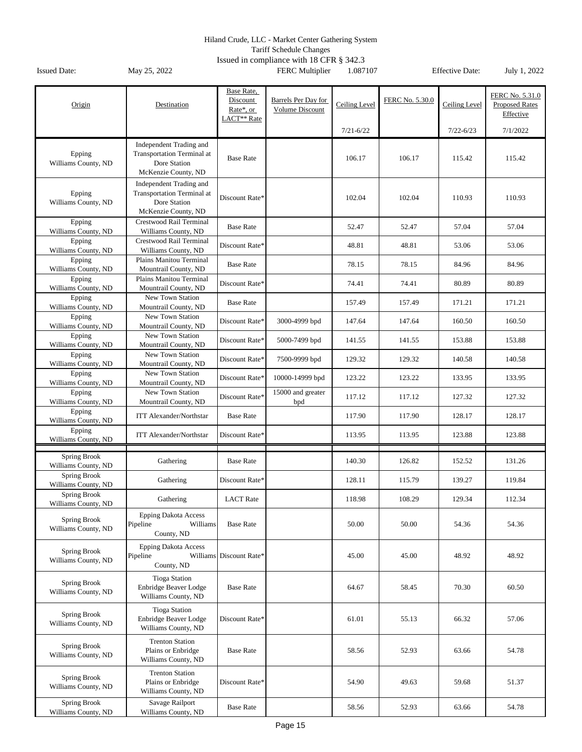Hiland Crude, LLC - Market Center Gathering System
Tariff Schedule Changes
Issued in compliance with 18 CFR § 342.3

Issued Date: May 25, 2022 FERC Multiplier 1.087107 Effective Date: July 1, 2022

| Origin | Destination | Base Rate, Discount Rate*, or LACT** Rate | Barrels Per Day for Volume Discount | Ceiling Level 7/21-6/22 | FERC No. 5.30.0 | Ceiling Level 7/22-6/23 | FERC No. 5.31.0 Proposed Rates Effective 7/1/2022 |
|---|---|---|---|---|---|---|---|
| Epping Williams County, ND | Independent Trading and Transportation Terminal at Dore Station McKenzie County, ND | Base Rate | | 106.17 | 106.17 | 115.42 | 115.42 |
| Epping Williams County, ND | Independent Trading and Transportation Terminal at Dore Station McKenzie County, ND | Discount Rate* | | 102.04 | 102.04 | 110.93 | 110.93 |
| Epping Williams County, ND | Crestwood Rail Terminal Williams County, ND | Base Rate | | 52.47 | 52.47 | 57.04 | 57.04 |
| Epping Williams County, ND | Crestwood Rail Terminal Williams County, ND | Discount Rate* | | 48.81 | 48.81 | 53.06 | 53.06 |
| Epping Williams County, ND | Plains Manitou Terminal Mountrail County, ND | Base Rate | | 78.15 | 78.15 | 84.96 | 84.96 |
| Epping Williams County, ND | Plains Manitou Terminal Mountrail County, ND | Discount Rate* | | 74.41 | 74.41 | 80.89 | 80.89 |
| Epping Williams County, ND | New Town Station Mountrail County, ND | Base Rate | | 157.49 | 157.49 | 171.21 | 171.21 |
| Epping Williams County, ND | New Town Station Mountrail County, ND | Discount Rate* | 3000-4999 bpd | 147.64 | 147.64 | 160.50 | 160.50 |
| Epping Williams County, ND | New Town Station Mountrail County, ND | Discount Rate* | 5000-7499 bpd | 141.55 | 141.55 | 153.88 | 153.88 |
| Epping Williams County, ND | New Town Station Mountrail County, ND | Discount Rate* | 7500-9999 bpd | 129.32 | 129.32 | 140.58 | 140.58 |
| Epping Williams County, ND | New Town Station Mountrail County, ND | Discount Rate* | 10000-14999 bpd | 123.22 | 123.22 | 133.95 | 133.95 |
| Epping Williams County, ND | New Town Station Mountrail County, ND | Discount Rate* | 15000 and greater bpd | 117.12 | 117.12 | 127.32 | 127.32 |
| Epping Williams County, ND | ITT Alexander/Northstar | Base Rate | | 117.90 | 117.90 | 128.17 | 128.17 |
| Epping Williams County, ND | ITT Alexander/Northstar | Discount Rate* | | 113.95 | 113.95 | 123.88 | 123.88 |
| Spring Brook Williams County, ND | Gathering | Base Rate | | 140.30 | 126.82 | 152.52 | 131.26 |
| Spring Brook Williams County, ND | Gathering | Discount Rate* | | 128.11 | 115.79 | 139.27 | 119.84 |
| Spring Brook Williams County, ND | Gathering | LACT Rate | | 118.98 | 108.29 | 129.34 | 112.34 |
| Spring Brook Williams County, ND | Epping Dakota Access Pipeline Williams County, ND | Base Rate | | 50.00 | 50.00 | 54.36 | 54.36 |
| Spring Brook Williams County, ND | Epping Dakota Access Pipeline Williams County, ND | Discount Rate* | | 45.00 | 45.00 | 48.92 | 48.92 |
| Spring Brook Williams County, ND | Tioga Station Enbridge Beaver Lodge Williams County, ND | Base Rate | | 64.67 | 58.45 | 70.30 | 60.50 |
| Spring Brook Williams County, ND | Tioga Station Enbridge Beaver Lodge Williams County, ND | Discount Rate* | | 61.01 | 55.13 | 66.32 | 57.06 |
| Spring Brook Williams County, ND | Trenton Station Plains or Enbridge Williams County, ND | Base Rate | | 58.56 | 52.93 | 63.66 | 54.78 |
| Spring Brook Williams County, ND | Trenton Station Plains or Enbridge Williams County, ND | Discount Rate* | | 54.90 | 49.63 | 59.68 | 51.37 |
| Spring Brook Williams County, ND | Savage Railport Williams County, ND | Base Rate | | 58.56 | 52.93 | 63.66 | 54.78 |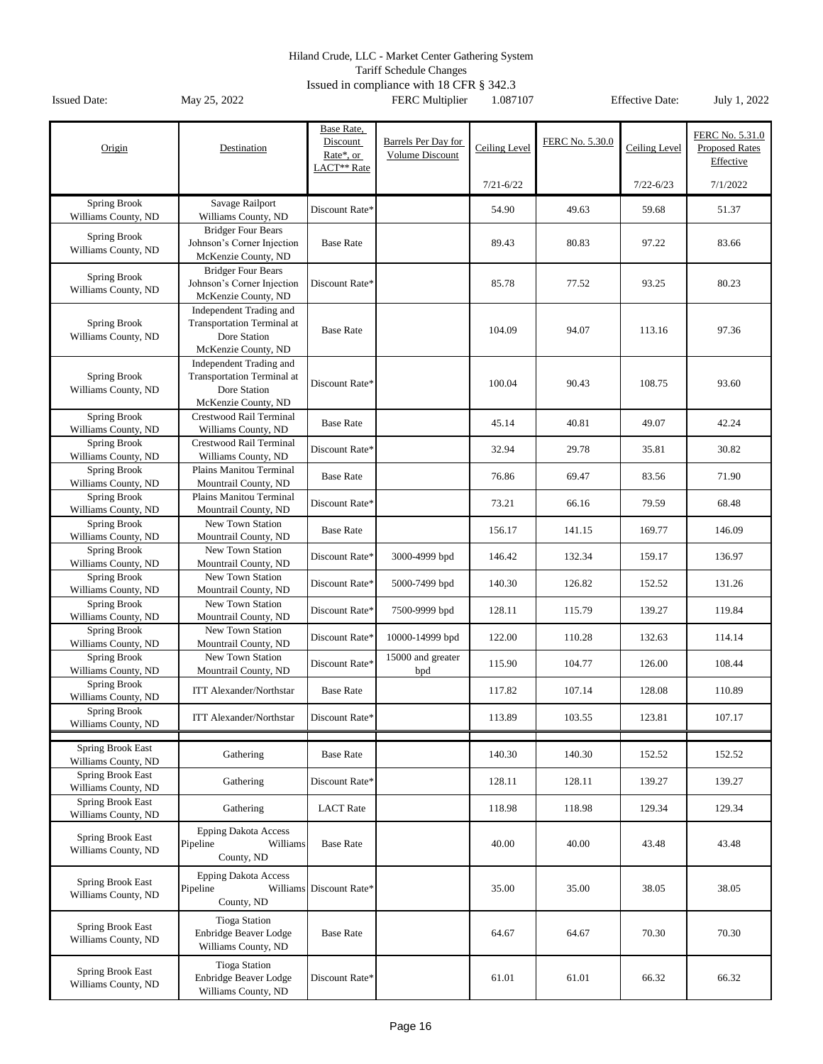Hiland Crude, LLC - Market Center Gathering System
Tariff Schedule Changes
Issued in compliance with 18 CFR § 342.3

Issued Date: May 25, 2022 FERC Multiplier 1.087107 Effective Date: July 1, 2022

| Origin | Destination | Base Rate, Discount Rate*, or LACT** Rate | Barrels Per Day for Volume Discount | Ceiling Level 7/21-6/22 | FERC No. 5.30.0 | Ceiling Level 7/22-6/23 | FERC No. 5.31.0 Proposed Rates Effective 7/1/2022 |
|---|---|---|---|---|---|---|---|
| Spring Brook Williams County, ND | Savage Railport Williams County, ND | Discount Rate* | | 54.90 | 49.63 | 59.68 | 51.37 |
| Spring Brook Williams County, ND | Bridger Four Bears Johnson's Corner Injection McKenzie County, ND | Base Rate | | 89.43 | 80.83 | 97.22 | 83.66 |
| Spring Brook Williams County, ND | Bridger Four Bears Johnson's Corner Injection McKenzie County, ND | Discount Rate* | | 85.78 | 77.52 | 93.25 | 80.23 |
| Spring Brook Williams County, ND | Independent Trading and Transportation Terminal at Dore Station McKenzie County, ND | Base Rate | | 104.09 | 94.07 | 113.16 | 97.36 |
| Spring Brook Williams County, ND | Independent Trading and Transportation Terminal at Dore Station McKenzie County, ND | Discount Rate* | | 100.04 | 90.43 | 108.75 | 93.60 |
| Spring Brook Williams County, ND | Crestwood Rail Terminal Williams County, ND | Base Rate | | 45.14 | 40.81 | 49.07 | 42.24 |
| Spring Brook Williams County, ND | Crestwood Rail Terminal Williams County, ND | Discount Rate* | | 32.94 | 29.78 | 35.81 | 30.82 |
| Spring Brook Williams County, ND | Plains Manitou Terminal Mountrail County, ND | Base Rate | | 76.86 | 69.47 | 83.56 | 71.90 |
| Spring Brook Williams County, ND | Plains Manitou Terminal Mountrail County, ND | Discount Rate* | | 73.21 | 66.16 | 79.59 | 68.48 |
| Spring Brook Williams County, ND | New Town Station Mountrail County, ND | Base Rate | | 156.17 | 141.15 | 169.77 | 146.09 |
| Spring Brook Williams County, ND | New Town Station Mountrail County, ND | Discount Rate* | 3000-4999 bpd | 146.42 | 132.34 | 159.17 | 136.97 |
| Spring Brook Williams County, ND | New Town Station Mountrail County, ND | Discount Rate* | 5000-7499 bpd | 140.30 | 126.82 | 152.52 | 131.26 |
| Spring Brook Williams County, ND | New Town Station Mountrail County, ND | Discount Rate* | 7500-9999 bpd | 128.11 | 115.79 | 139.27 | 119.84 |
| Spring Brook Williams County, ND | New Town Station Mountrail County, ND | Discount Rate* | 10000-14999 bpd | 122.00 | 110.28 | 132.63 | 114.14 |
| Spring Brook Williams County, ND | New Town Station Mountrail County, ND | Discount Rate* | 15000 and greater bpd | 115.90 | 104.77 | 126.00 | 108.44 |
| Spring Brook Williams County, ND | ITT Alexander/Northstar | Base Rate | | 117.82 | 107.14 | 128.08 | 110.89 |
| Spring Brook Williams County, ND | ITT Alexander/Northstar | Discount Rate* | | 113.89 | 103.55 | 123.81 | 107.17 |
| | | | | | | | |
| Spring Brook East Williams County, ND | Gathering | Base Rate | | 140.30 | 140.30 | 152.52 | 152.52 |
| Spring Brook East Williams County, ND | Gathering | Discount Rate* | | 128.11 | 128.11 | 139.27 | 139.27 |
| Spring Brook East Williams County, ND | Gathering | LACT Rate | | 118.98 | 118.98 | 129.34 | 129.34 |
| Spring Brook East Williams County, ND | Epping Dakota Access Pipeline Williams County, ND | Base Rate | | 40.00 | 40.00 | 43.48 | 43.48 |
| Spring Brook East Williams County, ND | Epping Dakota Access Pipeline Williams County, ND | Discount Rate* | | 35.00 | 35.00 | 38.05 | 38.05 |
| Spring Brook East Williams County, ND | Tioga Station Enbridge Beaver Lodge Williams County, ND | Base Rate | | 64.67 | 64.67 | 70.30 | 70.30 |
| Spring Brook East Williams County, ND | Tioga Station Enbridge Beaver Lodge Williams County, ND | Discount Rate* | | 61.01 | 61.01 | 66.32 | 66.32 |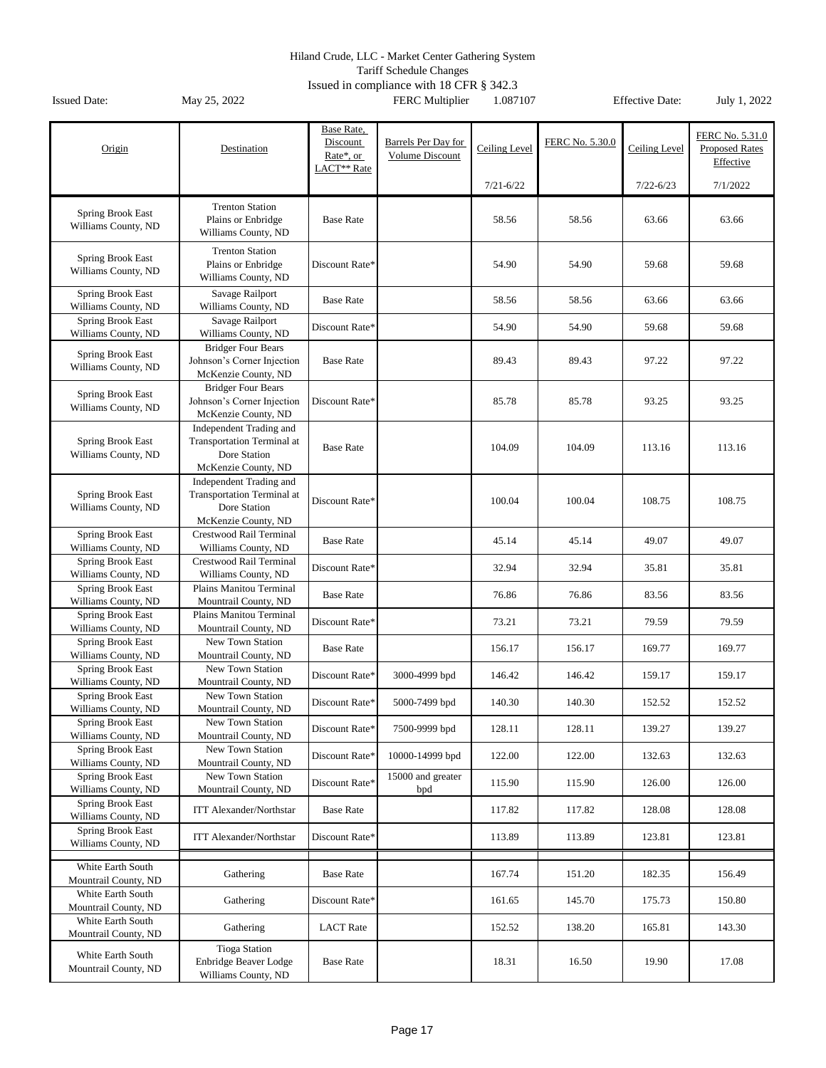Hiland Crude, LLC - Market Center Gathering System
Tariff Schedule Changes
Issued in compliance with 18 CFR § 342.3

Issued Date: May 25, 2022 FERC Multiplier 1.087107 Effective Date: July 1, 2022

| Origin | Destination | Base Rate, Discount Rate*, or LACT** Rate | Barrels Per Day for Volume Discount | Ceiling Level 7/21-6/22 | FERC No. 5.30.0 | Ceiling Level 7/22-6/23 | FERC No. 5.31.0 Proposed Rates Effective 7/1/2022 |
|---|---|---|---|---|---|---|---|
| Spring Brook East Williams County, ND | Trenton Station Plains or Enbridge Williams County, ND | Base Rate | | 58.56 | 58.56 | 63.66 | 63.66 |
| Spring Brook East Williams County, ND | Trenton Station Plains or Enbridge Williams County, ND | Discount Rate* | | 54.90 | 54.90 | 59.68 | 59.68 |
| Spring Brook East Williams County, ND | Savage Railport Williams County, ND | Base Rate | | 58.56 | 58.56 | 63.66 | 63.66 |
| Spring Brook East Williams County, ND | Savage Railport Williams County, ND | Discount Rate* | | 54.90 | 54.90 | 59.68 | 59.68 |
| Spring Brook East Williams County, ND | Bridger Four Bears Johnson's Corner Injection McKenzie County, ND | Base Rate | | 89.43 | 89.43 | 97.22 | 97.22 |
| Spring Brook East Williams County, ND | Bridger Four Bears Johnson's Corner Injection McKenzie County, ND | Discount Rate* | | 85.78 | 85.78 | 93.25 | 93.25 |
| Spring Brook East Williams County, ND | Independent Trading and Transportation Terminal at Dore Station McKenzie County, ND | Base Rate | | 104.09 | 104.09 | 113.16 | 113.16 |
| Spring Brook East Williams County, ND | Independent Trading and Transportation Terminal at Dore Station McKenzie County, ND | Discount Rate* | | 100.04 | 100.04 | 108.75 | 108.75 |
| Spring Brook East Williams County, ND | Crestwood Rail Terminal Williams County, ND | Base Rate | | 45.14 | 45.14 | 49.07 | 49.07 |
| Spring Brook East Williams County, ND | Crestwood Rail Terminal Williams County, ND | Discount Rate* | | 32.94 | 32.94 | 35.81 | 35.81 |
| Spring Brook East Williams County, ND | Plains Manitou Terminal Mountrail County, ND | Base Rate | | 76.86 | 76.86 | 83.56 | 83.56 |
| Spring Brook East Williams County, ND | Plains Manitou Terminal Mountrail County, ND | Discount Rate* | | 73.21 | 73.21 | 79.59 | 79.59 |
| Spring Brook East Williams County, ND | New Town Station Mountrail County, ND | Base Rate | | 156.17 | 156.17 | 169.77 | 169.77 |
| Spring Brook East Williams County, ND | New Town Station Mountrail County, ND | Discount Rate* | 3000-4999 bpd | 146.42 | 146.42 | 159.17 | 159.17 |
| Spring Brook East Williams County, ND | New Town Station Mountrail County, ND | Discount Rate* | 5000-7499 bpd | 140.30 | 140.30 | 152.52 | 152.52 |
| Spring Brook East Williams County, ND | New Town Station Mountrail County, ND | Discount Rate* | 7500-9999 bpd | 128.11 | 128.11 | 139.27 | 139.27 |
| Spring Brook East Williams County, ND | New Town Station Mountrail County, ND | Discount Rate* | 10000-14999 bpd | 122.00 | 122.00 | 132.63 | 132.63 |
| Spring Brook East Williams County, ND | New Town Station Mountrail County, ND | Discount Rate* | 15000 and greater bpd | 115.90 | 115.90 | 126.00 | 126.00 |
| Spring Brook East Williams County, ND | ITT Alexander/Northstar | Base Rate | | 117.82 | 117.82 | 128.08 | 128.08 |
| Spring Brook East Williams County, ND | ITT Alexander/Northstar | Discount Rate* | | 113.89 | 113.89 | 123.81 | 123.81 |
| | | | | | | | |
| White Earth South Mountrail County, ND | Gathering | Base Rate | | 167.74 | 151.20 | 182.35 | 156.49 |
| White Earth South Mountrail County, ND | Gathering | Discount Rate* | | 161.65 | 145.70 | 175.73 | 150.80 |
| White Earth South Mountrail County, ND | Gathering | LACT Rate | | 152.52 | 138.20 | 165.81 | 143.30 |
| White Earth South Mountrail County, ND | Tioga Station Enbridge Beaver Lodge Williams County, ND | Base Rate | | 18.31 | 16.50 | 19.90 | 17.08 |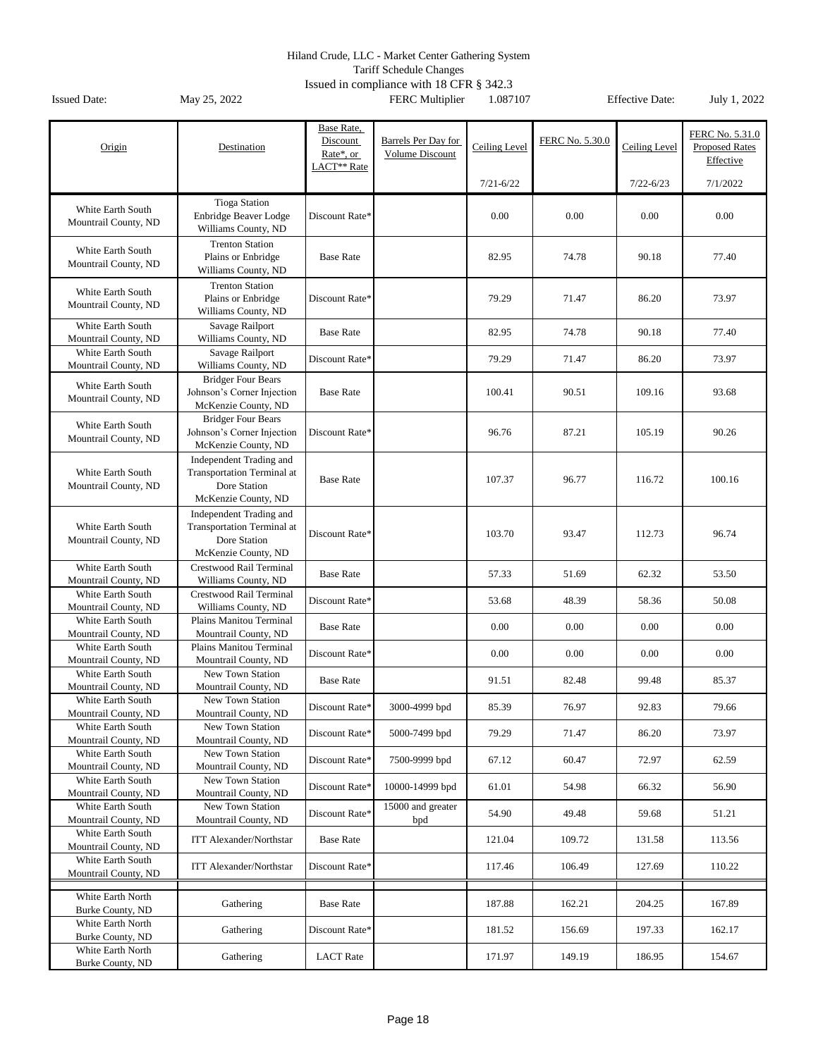Hiland Crude, LLC - Market Center Gathering System

Tariff Schedule Changes

Issued in compliance with 18 CFR § 342.3

Issued Date: May 25, 2022 FERC Multiplier 1.087107 Effective Date: July 1, 2022

| Origin | Destination | Base Rate, Discount Rate*, or LACT** Rate | Barrels Per Day for Volume Discount | Ceiling Level 7/21-6/22 | FERC No. 5.30.0 | Ceiling Level 7/22-6/23 | FERC No. 5.31.0 Proposed Rates Effective 7/1/2022 |
|---|---|---|---|---|---|---|---|
| White Earth South Mountrail County, ND | Tioga Station Enbridge Beaver Lodge Williams County, ND | Discount Rate* | | 0.00 | 0.00 | 0.00 | 0.00 |
| White Earth South Mountrail County, ND | Trenton Station Plains or Enbridge Williams County, ND | Base Rate | | 82.95 | 74.78 | 90.18 | 77.40 |
| White Earth South Mountrail County, ND | Trenton Station Plains or Enbridge Williams County, ND | Discount Rate* | | 79.29 | 71.47 | 86.20 | 73.97 |
| White Earth South Mountrail County, ND | Savage Railport Williams County, ND | Base Rate | | 82.95 | 74.78 | 90.18 | 77.40 |
| White Earth South Mountrail County, ND | Savage Railport Williams County, ND | Discount Rate* | | 79.29 | 71.47 | 86.20 | 73.97 |
| White Earth South Mountrail County, ND | Bridger Four Bears Johnson's Corner Injection McKenzie County, ND | Base Rate | | 100.41 | 90.51 | 109.16 | 93.68 |
| White Earth South Mountrail County, ND | Bridger Four Bears Johnson's Corner Injection McKenzie County, ND | Discount Rate* | | 96.76 | 87.21 | 105.19 | 90.26 |
| White Earth South Mountrail County, ND | Independent Trading and Transportation Terminal at Dore Station McKenzie County, ND | Base Rate | | 107.37 | 96.77 | 116.72 | 100.16 |
| White Earth South Mountrail County, ND | Independent Trading and Transportation Terminal at Dore Station McKenzie County, ND | Discount Rate* | | 103.70 | 93.47 | 112.73 | 96.74 |
| White Earth South Mountrail County, ND | Crestwood Rail Terminal Williams County, ND | Base Rate | | 57.33 | 51.69 | 62.32 | 53.50 |
| White Earth South Mountrail County, ND | Crestwood Rail Terminal Williams County, ND | Discount Rate* | | 53.68 | 48.39 | 58.36 | 50.08 |
| White Earth South Mountrail County, ND | Plains Manitou Terminal Mountrail County, ND | Base Rate | | 0.00 | 0.00 | 0.00 | 0.00 |
| White Earth South Mountrail County, ND | Plains Manitou Terminal Mountrail County, ND | Discount Rate* | | 0.00 | 0.00 | 0.00 | 0.00 |
| White Earth South Mountrail County, ND | New Town Station Mountrail County, ND | Base Rate | | 91.51 | 82.48 | 99.48 | 85.37 |
| White Earth South Mountrail County, ND | New Town Station Mountrail County, ND | Discount Rate* | 3000-4999 bpd | 85.39 | 76.97 | 92.83 | 79.66 |
| White Earth South Mountrail County, ND | New Town Station Mountrail County, ND | Discount Rate* | 5000-7499 bpd | 79.29 | 71.47 | 86.20 | 73.97 |
| White Earth South Mountrail County, ND | New Town Station Mountrail County, ND | Discount Rate* | 7500-9999 bpd | 67.12 | 60.47 | 72.97 | 62.59 |
| White Earth South Mountrail County, ND | New Town Station Mountrail County, ND | Discount Rate* | 10000-14999 bpd | 61.01 | 54.98 | 66.32 | 56.90 |
| White Earth South Mountrail County, ND | New Town Station Mountrail County, ND | Discount Rate* | 15000 and greater bpd | 54.90 | 49.48 | 59.68 | 51.21 |
| White Earth South Mountrail County, ND | ITT Alexander/Northstar | Base Rate | | 121.04 | 109.72 | 131.58 | 113.56 |
| White Earth South Mountrail County, ND | ITT Alexander/Northstar | Discount Rate* | | 117.46 | 106.49 | 127.69 | 110.22 |
| White Earth North Burke County, ND | Gathering | Base Rate | | 187.88 | 162.21 | 204.25 | 167.89 |
| White Earth North Burke County, ND | Gathering | Discount Rate* | | 181.52 | 156.69 | 197.33 | 162.17 |
| White Earth North Burke County, ND | Gathering | LACT Rate | | 171.97 | 149.19 | 186.95 | 154.67 |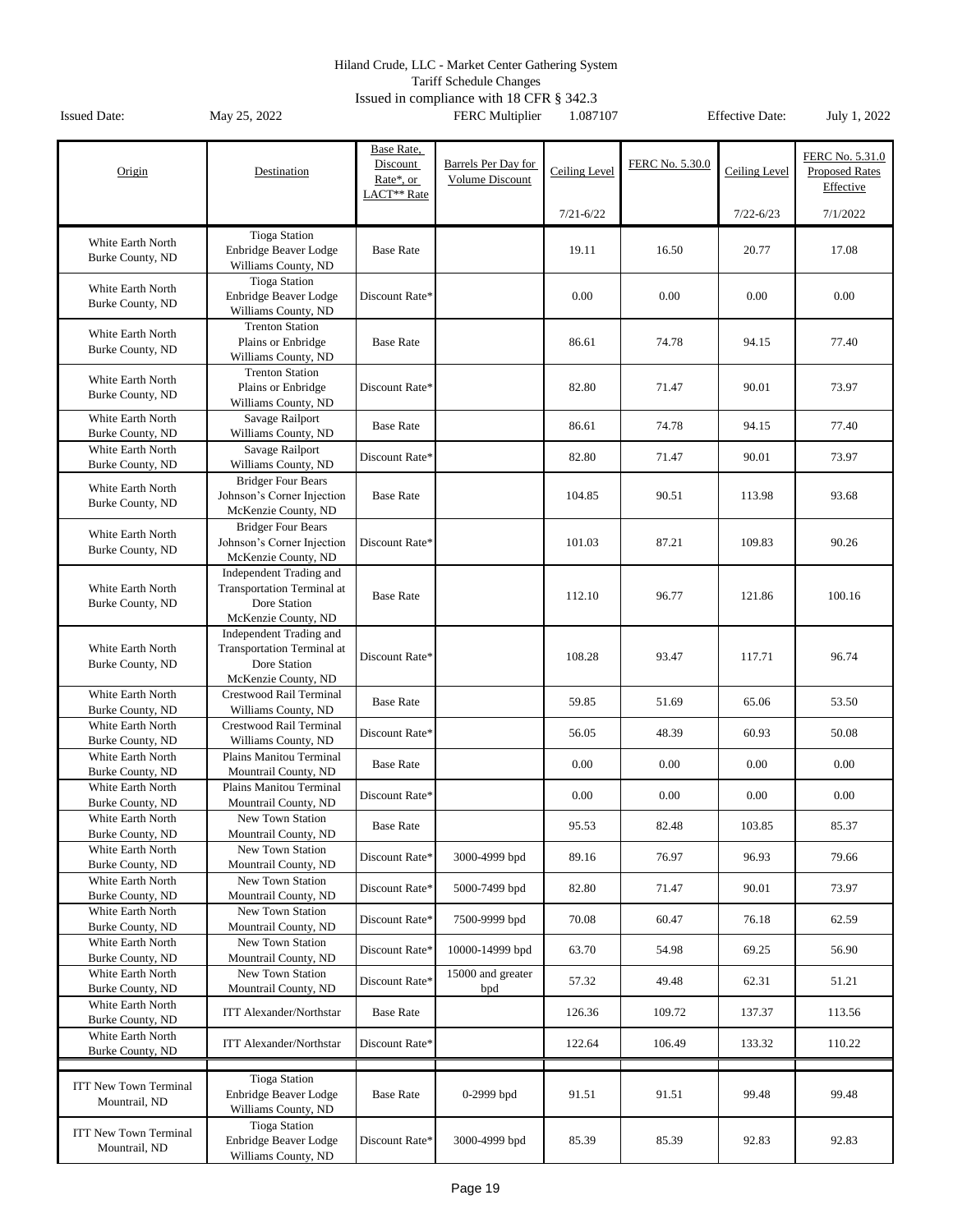Hiland Crude, LLC - Market Center Gathering System
Tariff Schedule Changes
Issued in compliance with 18 CFR § 342.3

Issued Date: May 25, 2022 FERC Multiplier 1.087107 Effective Date: July 1, 2022

| Origin | Destination | Base Rate, Discount Rate*, or LACT** Rate | Barrels Per Day for Volume Discount | Ceiling Level 7/21-6/22 | FERC No. 5.30.0 | Ceiling Level 7/22-6/23 | FERC No. 5.31.0 Proposed Rates Effective 7/1/2022 |
|---|---|---|---|---|---|---|---|
| White Earth North Burke County, ND | Tioga Station Enbridge Beaver Lodge Williams County, ND | Base Rate | | 19.11 | 16.50 | 20.77 | 17.08 |
| White Earth North Burke County, ND | Tioga Station Enbridge Beaver Lodge Williams County, ND | Discount Rate* | | 0.00 | 0.00 | 0.00 | 0.00 |
| White Earth North Burke County, ND | Trenton Station Plains or Enbridge Williams County, ND | Base Rate | | 86.61 | 74.78 | 94.15 | 77.40 |
| White Earth North Burke County, ND | Trenton Station Plains or Enbridge Williams County, ND | Discount Rate* | | 82.80 | 71.47 | 90.01 | 73.97 |
| White Earth North Burke County, ND | Savage Railport Williams County, ND | Base Rate | | 86.61 | 74.78 | 94.15 | 77.40 |
| White Earth North Burke County, ND | Savage Railport Williams County, ND | Discount Rate* | | 82.80 | 71.47 | 90.01 | 73.97 |
| White Earth North Burke County, ND | Bridger Four Bears Johnson's Corner Injection McKenzie County, ND | Base Rate | | 104.85 | 90.51 | 113.98 | 93.68 |
| White Earth North Burke County, ND | Bridger Four Bears Johnson's Corner Injection McKenzie County, ND | Discount Rate* | | 101.03 | 87.21 | 109.83 | 90.26 |
| White Earth North Burke County, ND | Independent Trading and Transportation Terminal at Dore Station McKenzie County, ND | Base Rate | | 112.10 | 96.77 | 121.86 | 100.16 |
| White Earth North Burke County, ND | Independent Trading and Transportation Terminal at Dore Station McKenzie County, ND | Discount Rate* | | 108.28 | 93.47 | 117.71 | 96.74 |
| White Earth North Burke County, ND | Crestwood Rail Terminal Williams County, ND | Base Rate | | 59.85 | 51.69 | 65.06 | 53.50 |
| White Earth North Burke County, ND | Crestwood Rail Terminal Williams County, ND | Discount Rate* | | 56.05 | 48.39 | 60.93 | 50.08 |
| White Earth North Burke County, ND | Plains Manitou Terminal Mountrail County, ND | Base Rate | | 0.00 | 0.00 | 0.00 | 0.00 |
| White Earth North Burke County, ND | Plains Manitou Terminal Mountrail County, ND | Discount Rate* | | 0.00 | 0.00 | 0.00 | 0.00 |
| White Earth North Burke County, ND | New Town Station Mountrail County, ND | Base Rate | | 95.53 | 82.48 | 103.85 | 85.37 |
| White Earth North Burke County, ND | New Town Station Mountrail County, ND | Discount Rate* | 3000-4999 bpd | 89.16 | 76.97 | 96.93 | 79.66 |
| White Earth North Burke County, ND | New Town Station Mountrail County, ND | Discount Rate* | 5000-7499 bpd | 82.80 | 71.47 | 90.01 | 73.97 |
| White Earth North Burke County, ND | New Town Station Mountrail County, ND | Discount Rate* | 7500-9999 bpd | 70.08 | 60.47 | 76.18 | 62.59 |
| White Earth North Burke County, ND | New Town Station Mountrail County, ND | Discount Rate* | 10000-14999 bpd | 63.70 | 54.98 | 69.25 | 56.90 |
| White Earth North Burke County, ND | New Town Station Mountrail County, ND | Discount Rate* | 15000 and greater bpd | 57.32 | 49.48 | 62.31 | 51.21 |
| White Earth North Burke County, ND | ITT Alexander/Northstar | Base Rate | | 126.36 | 109.72 | 137.37 | 113.56 |
| White Earth North Burke County, ND | ITT Alexander/Northstar | Discount Rate* | | 122.64 | 106.49 | 133.32 | 110.22 |
| | | | | | | | |
| ITT New Town Terminal Mountrail, ND | Tioga Station Enbridge Beaver Lodge Williams County, ND | Base Rate | 0-2999 bpd | 91.51 | 91.51 | 99.48 | 99.48 |
| ITT New Town Terminal Mountrail, ND | Tioga Station Enbridge Beaver Lodge Williams County, ND | Discount Rate* | 3000-4999 bpd | 85.39 | 85.39 | 92.83 | 92.83 |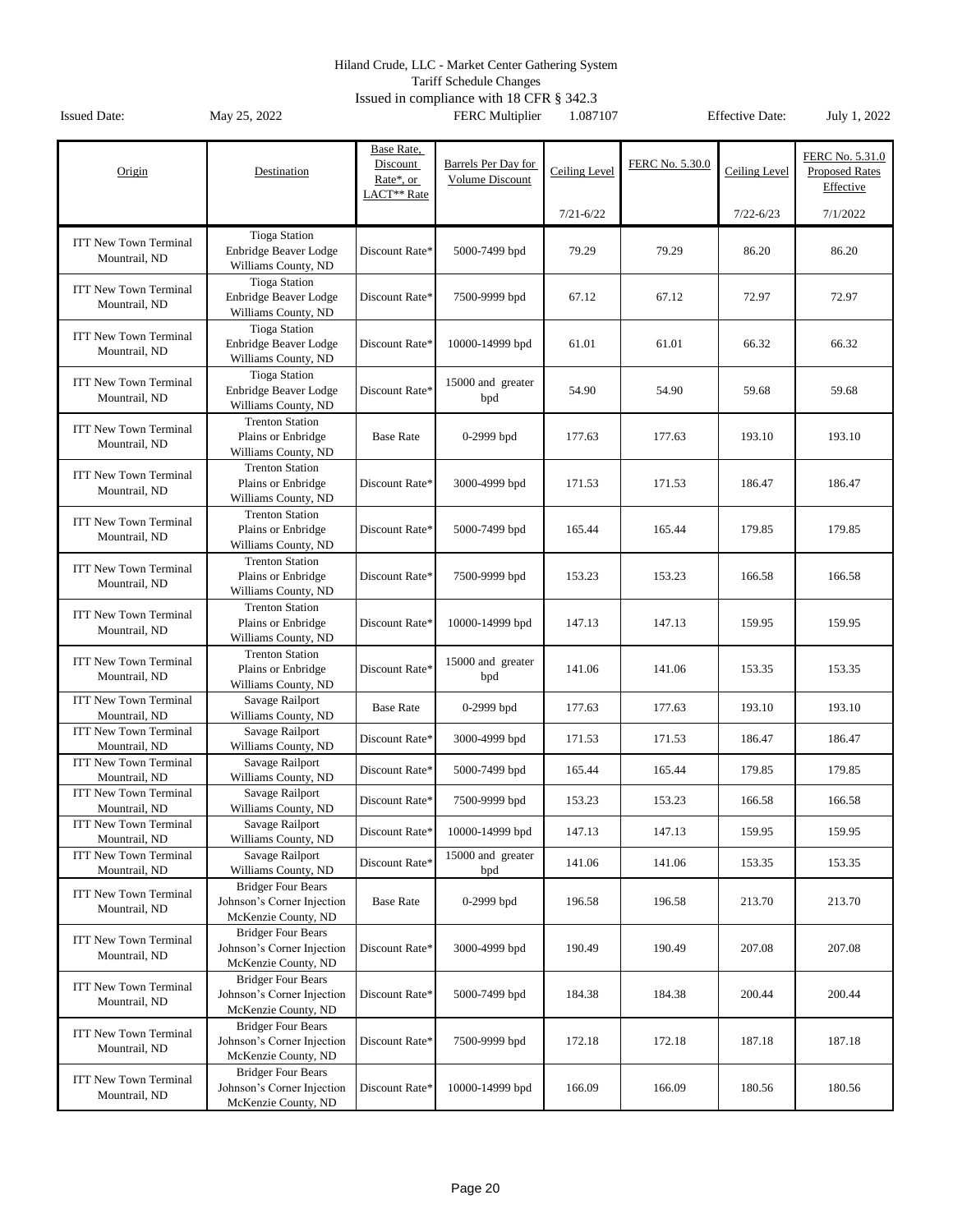Hiland Crude, LLC - Market Center Gathering System
Tariff Schedule Changes
Issued in compliance with 18 CFR § 342.3

Issued Date: May 25, 2022 FERC Multiplier 1.087107 Effective Date: July 1, 2022

| Origin | Destination | Base Rate, Discount Rate*, or LACT** Rate | Barrels Per Day for Volume Discount | Ceiling Level 7/21-6/22 | FERC No. 5.30.0 | Ceiling Level 7/22-6/23 | FERC No. 5.31.0 Proposed Rates Effective 7/1/2022 |
|---|---|---|---|---|---|---|---|
| ITT New Town Terminal Mountrail, ND | Tioga Station Enbridge Beaver Lodge Williams County, ND | Discount Rate* | 5000-7499 bpd | 79.29 | 79.29 | 86.20 | 86.20 |
| ITT New Town Terminal Mountrail, ND | Tioga Station Enbridge Beaver Lodge Williams County, ND | Discount Rate* | 7500-9999 bpd | 67.12 | 67.12 | 72.97 | 72.97 |
| ITT New Town Terminal Mountrail, ND | Tioga Station Enbridge Beaver Lodge Williams County, ND | Discount Rate* | 10000-14999 bpd | 61.01 | 61.01 | 66.32 | 66.32 |
| ITT New Town Terminal Mountrail, ND | Tioga Station Enbridge Beaver Lodge Williams County, ND | Discount Rate* | 15000 and greater bpd | 54.90 | 54.90 | 59.68 | 59.68 |
| ITT New Town Terminal Mountrail, ND | Trenton Station Plains or Enbridge Williams County, ND | Base Rate | 0-2999 bpd | 177.63 | 177.63 | 193.10 | 193.10 |
| ITT New Town Terminal Mountrail, ND | Trenton Station Plains or Enbridge Williams County, ND | Discount Rate* | 3000-4999 bpd | 171.53 | 171.53 | 186.47 | 186.47 |
| ITT New Town Terminal Mountrail, ND | Trenton Station Plains or Enbridge Williams County, ND | Discount Rate* | 5000-7499 bpd | 165.44 | 165.44 | 179.85 | 179.85 |
| ITT New Town Terminal Mountrail, ND | Trenton Station Plains or Enbridge Williams County, ND | Discount Rate* | 7500-9999 bpd | 153.23 | 153.23 | 166.58 | 166.58 |
| ITT New Town Terminal Mountrail, ND | Trenton Station Plains or Enbridge Williams County, ND | Discount Rate* | 10000-14999 bpd | 147.13 | 147.13 | 159.95 | 159.95 |
| ITT New Town Terminal Mountrail, ND | Trenton Station Plains or Enbridge Williams County, ND | Discount Rate* | 15000 and greater bpd | 141.06 | 141.06 | 153.35 | 153.35 |
| ITT New Town Terminal Mountrail, ND | Savage Railport Williams County, ND | Base Rate | 0-2999 bpd | 177.63 | 177.63 | 193.10 | 193.10 |
| ITT New Town Terminal Mountrail, ND | Savage Railport Williams County, ND | Discount Rate* | 3000-4999 bpd | 171.53 | 171.53 | 186.47 | 186.47 |
| ITT New Town Terminal Mountrail, ND | Savage Railport Williams County, ND | Discount Rate* | 5000-7499 bpd | 165.44 | 165.44 | 179.85 | 179.85 |
| ITT New Town Terminal Mountrail, ND | Savage Railport Williams County, ND | Discount Rate* | 7500-9999 bpd | 153.23 | 153.23 | 166.58 | 166.58 |
| ITT New Town Terminal Mountrail, ND | Savage Railport Williams County, ND | Discount Rate* | 10000-14999 bpd | 147.13 | 147.13 | 159.95 | 159.95 |
| ITT New Town Terminal Mountrail, ND | Savage Railport Williams County, ND | Discount Rate* | 15000 and greater bpd | 141.06 | 141.06 | 153.35 | 153.35 |
| ITT New Town Terminal Mountrail, ND | Bridger Four Bears Johnson's Corner Injection McKenzie County, ND | Base Rate | 0-2999 bpd | 196.58 | 196.58 | 213.70 | 213.70 |
| ITT New Town Terminal Mountrail, ND | Bridger Four Bears Johnson's Corner Injection McKenzie County, ND | Discount Rate* | 3000-4999 bpd | 190.49 | 190.49 | 207.08 | 207.08 |
| ITT New Town Terminal Mountrail, ND | Bridger Four Bears Johnson's Corner Injection McKenzie County, ND | Discount Rate* | 5000-7499 bpd | 184.38 | 184.38 | 200.44 | 200.44 |
| ITT New Town Terminal Mountrail, ND | Bridger Four Bears Johnson's Corner Injection McKenzie County, ND | Discount Rate* | 7500-9999 bpd | 172.18 | 172.18 | 187.18 | 187.18 |
| ITT New Town Terminal Mountrail, ND | Bridger Four Bears Johnson's Corner Injection McKenzie County, ND | Discount Rate* | 10000-14999 bpd | 166.09 | 166.09 | 180.56 | 180.56 |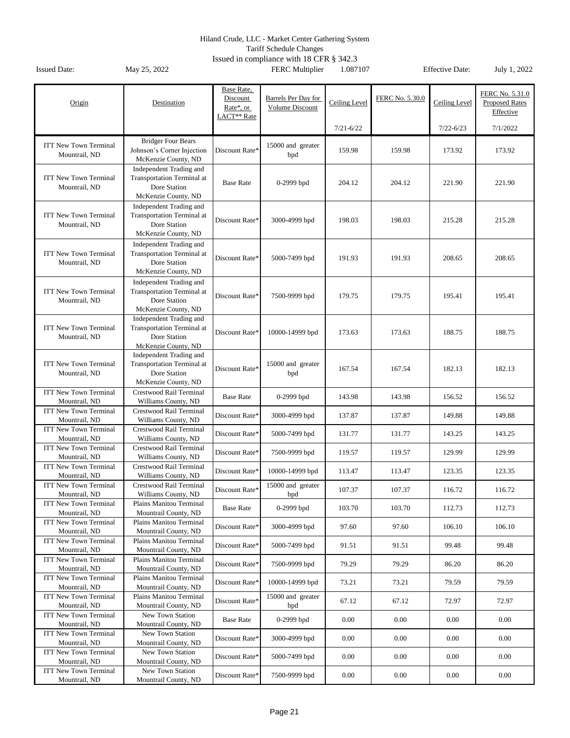Hiland Crude, LLC - Market Center Gathering System
Tariff Schedule Changes
Issued in compliance with 18 CFR § 342.3

Issued Date: May 25, 2022 | FERC Multiplier 1.087107 | Effective Date: July 1, 2022

| Origin | Destination | Base Rate, Discount Rate*, or LACT** Rate | Barrels Per Day for Volume Discount | Ceiling Level 7/21-6/22 | FERC No. 5.30.0 | Ceiling Level 7/22-6/23 | FERC No. 5.31.0 Proposed Rates Effective 7/1/2022 |
|---|---|---|---|---|---|---|---|
| ITT New Town Terminal Mountrail, ND | Bridger Four Bears Johnson's Corner Injection McKenzie County, ND | Discount Rate* | 15000 and greater bpd | 159.98 | 159.98 | 173.92 | 173.92 |
| ITT New Town Terminal Mountrail, ND | Independent Trading and Transportation Terminal at Dore Station McKenzie County, ND | Base Rate | 0-2999 bpd | 204.12 | 204.12 | 221.90 | 221.90 |
| ITT New Town Terminal Mountrail, ND | Independent Trading and Transportation Terminal at Dore Station McKenzie County, ND | Discount Rate* | 3000-4999 bpd | 198.03 | 198.03 | 215.28 | 215.28 |
| ITT New Town Terminal Mountrail, ND | Independent Trading and Transportation Terminal at Dore Station McKenzie County, ND | Discount Rate* | 5000-7499 bpd | 191.93 | 191.93 | 208.65 | 208.65 |
| ITT New Town Terminal Mountrail, ND | Independent Trading and Transportation Terminal at Dore Station McKenzie County, ND | Discount Rate* | 7500-9999 bpd | 179.75 | 179.75 | 195.41 | 195.41 |
| ITT New Town Terminal Mountrail, ND | Independent Trading and Transportation Terminal at Dore Station McKenzie County, ND | Discount Rate* | 10000-14999 bpd | 173.63 | 173.63 | 188.75 | 188.75 |
| ITT New Town Terminal Mountrail, ND | Independent Trading and Transportation Terminal at Dore Station McKenzie County, ND | Discount Rate* | 15000 and greater bpd | 167.54 | 167.54 | 182.13 | 182.13 |
| ITT New Town Terminal Mountrail, ND | Crestwood Rail Terminal Williams County, ND | Base Rate | 0-2999 bpd | 143.98 | 143.98 | 156.52 | 156.52 |
| ITT New Town Terminal Mountrail, ND | Crestwood Rail Terminal Williams County, ND | Discount Rate* | 3000-4999 bpd | 137.87 | 137.87 | 149.88 | 149.88 |
| ITT New Town Terminal Mountrail, ND | Crestwood Rail Terminal Williams County, ND | Discount Rate* | 5000-7499 bpd | 131.77 | 131.77 | 143.25 | 143.25 |
| ITT New Town Terminal Mountrail, ND | Crestwood Rail Terminal Williams County, ND | Discount Rate* | 7500-9999 bpd | 119.57 | 119.57 | 129.99 | 129.99 |
| ITT New Town Terminal Mountrail, ND | Crestwood Rail Terminal Williams County, ND | Discount Rate* | 10000-14999 bpd | 113.47 | 113.47 | 123.35 | 123.35 |
| ITT New Town Terminal Mountrail, ND | Crestwood Rail Terminal Williams County, ND | Discount Rate* | 15000 and greater bpd | 107.37 | 107.37 | 116.72 | 116.72 |
| ITT New Town Terminal Mountrail, ND | Plains Manitou Terminal Mountrail County, ND | Base Rate | 0-2999 bpd | 103.70 | 103.70 | 112.73 | 112.73 |
| ITT New Town Terminal Mountrail, ND | Plains Manitou Terminal Mountrail County, ND | Discount Rate* | 3000-4999 bpd | 97.60 | 97.60 | 106.10 | 106.10 |
| ITT New Town Terminal Mountrail, ND | Plains Manitou Terminal Mountrail County, ND | Discount Rate* | 5000-7499 bpd | 91.51 | 91.51 | 99.48 | 99.48 |
| ITT New Town Terminal Mountrail, ND | Plains Manitou Terminal Mountrail County, ND | Discount Rate* | 7500-9999 bpd | 79.29 | 79.29 | 86.20 | 86.20 |
| ITT New Town Terminal Mountrail, ND | Plains Manitou Terminal Mountrail County, ND | Discount Rate* | 10000-14999 bpd | 73.21 | 73.21 | 79.59 | 79.59 |
| ITT New Town Terminal Mountrail, ND | Plains Manitou Terminal Mountrail County, ND | Discount Rate* | 15000 and greater bpd | 67.12 | 67.12 | 72.97 | 72.97 |
| ITT New Town Terminal Mountrail, ND | New Town Station Mountrail County, ND | Base Rate | 0-2999 bpd | 0.00 | 0.00 | 0.00 | 0.00 |
| ITT New Town Terminal Mountrail, ND | New Town Station Mountrail County, ND | Discount Rate* | 3000-4999 bpd | 0.00 | 0.00 | 0.00 | 0.00 |
| ITT New Town Terminal Mountrail, ND | New Town Station Mountrail County, ND | Discount Rate* | 5000-7499 bpd | 0.00 | 0.00 | 0.00 | 0.00 |
| ITT New Town Terminal Mountrail, ND | New Town Station Mountrail County, ND | Discount Rate* | 7500-9999 bpd | 0.00 | 0.00 | 0.00 | 0.00 |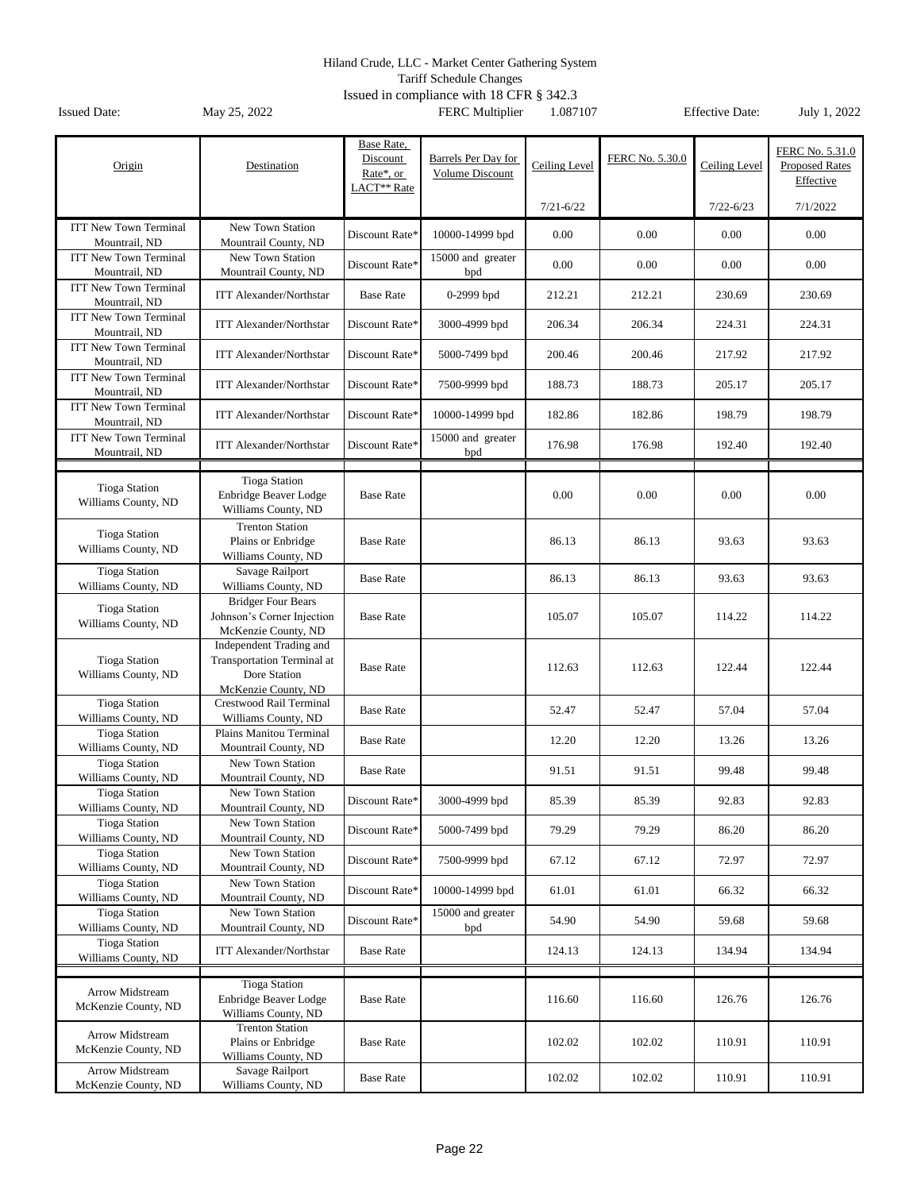Hiland Crude, LLC - Market Center Gathering System
Tariff Schedule Changes
Issued in compliance with 18 CFR § 342.3

Issued Date: May 25, 2022 FERC Multiplier 1.087107 Effective Date: July 1, 2022

| Origin | Destination | Base Rate, Discount Rate*, or LACT** Rate | Barrels Per Day for Volume Discount | Ceiling Level 7/21-6/22 | FERC No. 5.30.0 | Ceiling Level 7/22-6/23 | FERC No. 5.31.0 Proposed Rates Effective 7/1/2022 |
|---|---|---|---|---|---|---|---|
| ITT New Town Terminal Mountrail, ND | New Town Station Mountrail County, ND | Discount Rate* | 10000-14999 bpd | 0.00 | 0.00 | 0.00 | 0.00 |
| ITT New Town Terminal Mountrail, ND | New Town Station Mountrail County, ND | Discount Rate* | 15000 and greater bpd | 0.00 | 0.00 | 0.00 | 0.00 |
| ITT New Town Terminal Mountrail, ND | ITT Alexander/Northstar | Base Rate | 0-2999 bpd | 212.21 | 212.21 | 230.69 | 230.69 |
| ITT New Town Terminal Mountrail, ND | ITT Alexander/Northstar | Discount Rate* | 3000-4999 bpd | 206.34 | 206.34 | 224.31 | 224.31 |
| ITT New Town Terminal Mountrail, ND | ITT Alexander/Northstar | Discount Rate* | 5000-7499 bpd | 200.46 | 200.46 | 217.92 | 217.92 |
| ITT New Town Terminal Mountrail, ND | ITT Alexander/Northstar | Discount Rate* | 7500-9999 bpd | 188.73 | 188.73 | 205.17 | 205.17 |
| ITT New Town Terminal Mountrail, ND | ITT Alexander/Northstar | Discount Rate* | 10000-14999 bpd | 182.86 | 182.86 | 198.79 | 198.79 |
| ITT New Town Terminal Mountrail, ND | ITT Alexander/Northstar | Discount Rate* | 15000 and greater bpd | 176.98 | 176.98 | 192.40 | 192.40 |
| | | | | | | | |
| Tioga Station Williams County, ND | Tioga Station Enbridge Beaver Lodge Williams County, ND | Base Rate | | 0.00 | 0.00 | 0.00 | 0.00 |
| Tioga Station Williams County, ND | Trenton Station Plains or Enbridge Williams County, ND | Base Rate | | 86.13 | 86.13 | 93.63 | 93.63 |
| Tioga Station Williams County, ND | Savage Railport Williams County, ND | Base Rate | | 86.13 | 86.13 | 93.63 | 93.63 |
| Tioga Station Williams County, ND | Bridger Four Bears Johnson's Corner Injection McKenzie County, ND | Base Rate | | 105.07 | 105.07 | 114.22 | 114.22 |
| Tioga Station Williams County, ND | Independent Trading and Transportation Terminal at Dore Station McKenzie County, ND | Base Rate | | 112.63 | 112.63 | 122.44 | 122.44 |
| Tioga Station Williams County, ND | Crestwood Rail Terminal Williams County, ND | Base Rate | | 52.47 | 52.47 | 57.04 | 57.04 |
| Tioga Station Williams County, ND | Plains Manitou Terminal Mountrail County, ND | Base Rate | | 12.20 | 12.20 | 13.26 | 13.26 |
| Tioga Station Williams County, ND | New Town Station Mountrail County, ND | Base Rate | | 91.51 | 91.51 | 99.48 | 99.48 |
| Tioga Station Williams County, ND | New Town Station Mountrail County, ND | Discount Rate* | 3000-4999 bpd | 85.39 | 85.39 | 92.83 | 92.83 |
| Tioga Station Williams County, ND | New Town Station Mountrail County, ND | Discount Rate* | 5000-7499 bpd | 79.29 | 79.29 | 86.20 | 86.20 |
| Tioga Station Williams County, ND | New Town Station Mountrail County, ND | Discount Rate* | 7500-9999 bpd | 67.12 | 67.12 | 72.97 | 72.97 |
| Tioga Station Williams County, ND | New Town Station Mountrail County, ND | Discount Rate* | 10000-14999 bpd | 61.01 | 61.01 | 66.32 | 66.32 |
| Tioga Station Williams County, ND | New Town Station Mountrail County, ND | Discount Rate* | 15000 and greater bpd | 54.90 | 54.90 | 59.68 | 59.68 |
| Tioga Station Williams County, ND | ITT Alexander/Northstar | Base Rate | | 124.13 | 124.13 | 134.94 | 134.94 |
| | | | | | | | |
| Arrow Midstream McKenzie County, ND | Tioga Station Enbridge Beaver Lodge Williams County, ND | Base Rate | | 116.60 | 116.60 | 126.76 | 126.76 |
| Arrow Midstream McKenzie County, ND | Trenton Station Plains or Enbridge Williams County, ND | Base Rate | | 102.02 | 102.02 | 110.91 | 110.91 |
| Arrow Midstream McKenzie County, ND | Savage Railport Williams County, ND | Base Rate | | 102.02 | 102.02 | 110.91 | 110.91 |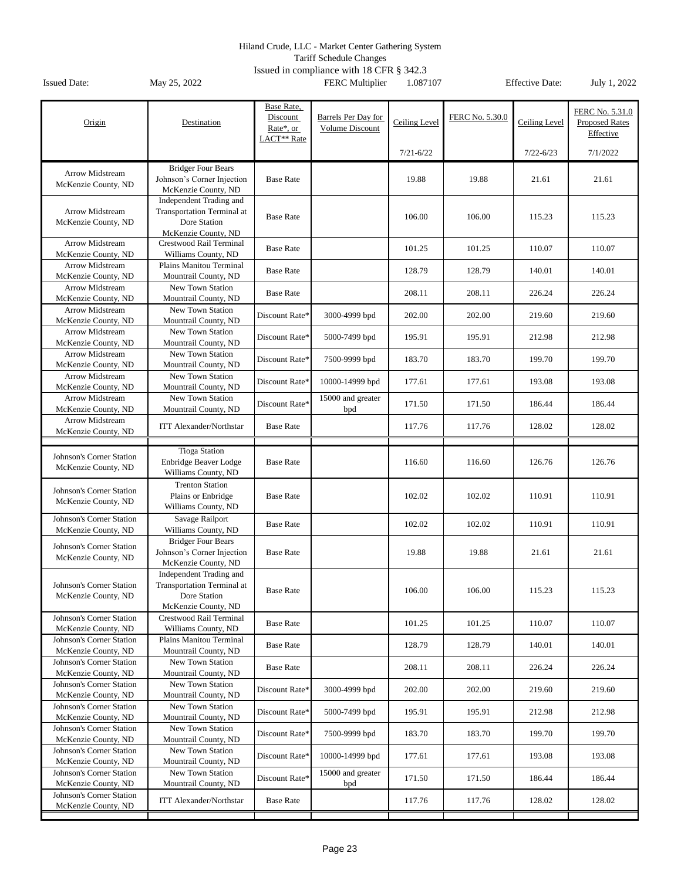Hiland Crude, LLC - Market Center Gathering System
Tariff Schedule Changes
Issued in compliance with 18 CFR § 342.3

Issued Date: May 25, 2022 FERC Multiplier 1.087107 Effective Date: July 1, 2022

| Origin | Destination | Base Rate, Discount Rate*, or LACT** Rate | Barrels Per Day for Volume Discount | Ceiling Level 7/21-6/22 | FERC No. 5.30.0 | Ceiling Level 7/22-6/23 | FERC No. 5.31.0 Proposed Rates Effective 7/1/2022 |
|---|---|---|---|---|---|---|---|
| Arrow Midstream McKenzie County, ND | Bridger Four Bears Johnson's Corner Injection McKenzie County, ND | Base Rate | | 19.88 | 19.88 | 21.61 | 21.61 |
| Arrow Midstream McKenzie County, ND | Independent Trading and Transportation Terminal at Dore Station McKenzie County, ND | Base Rate | | 106.00 | 106.00 | 115.23 | 115.23 |
| Arrow Midstream McKenzie County, ND | Crestwood Rail Terminal Williams County, ND | Base Rate | | 101.25 | 101.25 | 110.07 | 110.07 |
| Arrow Midstream McKenzie County, ND | Plains Manitou Terminal Mountrail County, ND | Base Rate | | 128.79 | 128.79 | 140.01 | 140.01 |
| Arrow Midstream McKenzie County, ND | New Town Station Mountrail County, ND | Base Rate | | 208.11 | 208.11 | 226.24 | 226.24 |
| Arrow Midstream McKenzie County, ND | New Town Station Mountrail County, ND | Discount Rate* | 3000-4999 bpd | 202.00 | 202.00 | 219.60 | 219.60 |
| Arrow Midstream McKenzie County, ND | New Town Station Mountrail County, ND | Discount Rate* | 5000-7499 bpd | 195.91 | 195.91 | 212.98 | 212.98 |
| Arrow Midstream McKenzie County, ND | New Town Station Mountrail County, ND | Discount Rate* | 7500-9999 bpd | 183.70 | 183.70 | 199.70 | 199.70 |
| Arrow Midstream McKenzie County, ND | New Town Station Mountrail County, ND | Discount Rate* | 10000-14999 bpd | 177.61 | 177.61 | 193.08 | 193.08 |
| Arrow Midstream McKenzie County, ND | New Town Station Mountrail County, ND | Discount Rate* | 15000 and greater bpd | 171.50 | 171.50 | 186.44 | 186.44 |
| Arrow Midstream McKenzie County, ND | ITT Alexander/Northstar | Base Rate | | 117.76 | 117.76 | 128.02 | 128.02 |
| Johnson's Corner Station McKenzie County, ND | Tioga Station Enbridge Beaver Lodge Williams County, ND | Base Rate | | 116.60 | 116.60 | 126.76 | 126.76 |
| Johnson's Corner Station McKenzie County, ND | Trenton Station Plains or Enbridge Williams County, ND | Base Rate | | 102.02 | 102.02 | 110.91 | 110.91 |
| Johnson's Corner Station McKenzie County, ND | Savage Railport Williams County, ND | Base Rate | | 102.02 | 102.02 | 110.91 | 110.91 |
| Johnson's Corner Station McKenzie County, ND | Bridger Four Bears Johnson's Corner Injection McKenzie County, ND | Base Rate | | 19.88 | 19.88 | 21.61 | 21.61 |
| Johnson's Corner Station McKenzie County, ND | Independent Trading and Transportation Terminal at Dore Station McKenzie County, ND | Base Rate | | 106.00 | 106.00 | 115.23 | 115.23 |
| Johnson's Corner Station McKenzie County, ND | Crestwood Rail Terminal Williams County, ND | Base Rate | | 101.25 | 101.25 | 110.07 | 110.07 |
| Johnson's Corner Station McKenzie County, ND | Plains Manitou Terminal Mountrail County, ND | Base Rate | | 128.79 | 128.79 | 140.01 | 140.01 |
| Johnson's Corner Station McKenzie County, ND | New Town Station Mountrail County, ND | Base Rate | | 208.11 | 208.11 | 226.24 | 226.24 |
| Johnson's Corner Station McKenzie County, ND | New Town Station Mountrail County, ND | Discount Rate* | 3000-4999 bpd | 202.00 | 202.00 | 219.60 | 219.60 |
| Johnson's Corner Station McKenzie County, ND | New Town Station Mountrail County, ND | Discount Rate* | 5000-7499 bpd | 195.91 | 195.91 | 212.98 | 212.98 |
| Johnson's Corner Station McKenzie County, ND | New Town Station Mountrail County, ND | Discount Rate* | 7500-9999 bpd | 183.70 | 183.70 | 199.70 | 199.70 |
| Johnson's Corner Station McKenzie County, ND | New Town Station Mountrail County, ND | Discount Rate* | 10000-14999 bpd | 177.61 | 177.61 | 193.08 | 193.08 |
| Johnson's Corner Station McKenzie County, ND | New Town Station Mountrail County, ND | Discount Rate* | 15000 and greater bpd | 171.50 | 171.50 | 186.44 | 186.44 |
| Johnson's Corner Station McKenzie County, ND | ITT Alexander/Northstar | Base Rate | | 117.76 | 117.76 | 128.02 | 128.02 |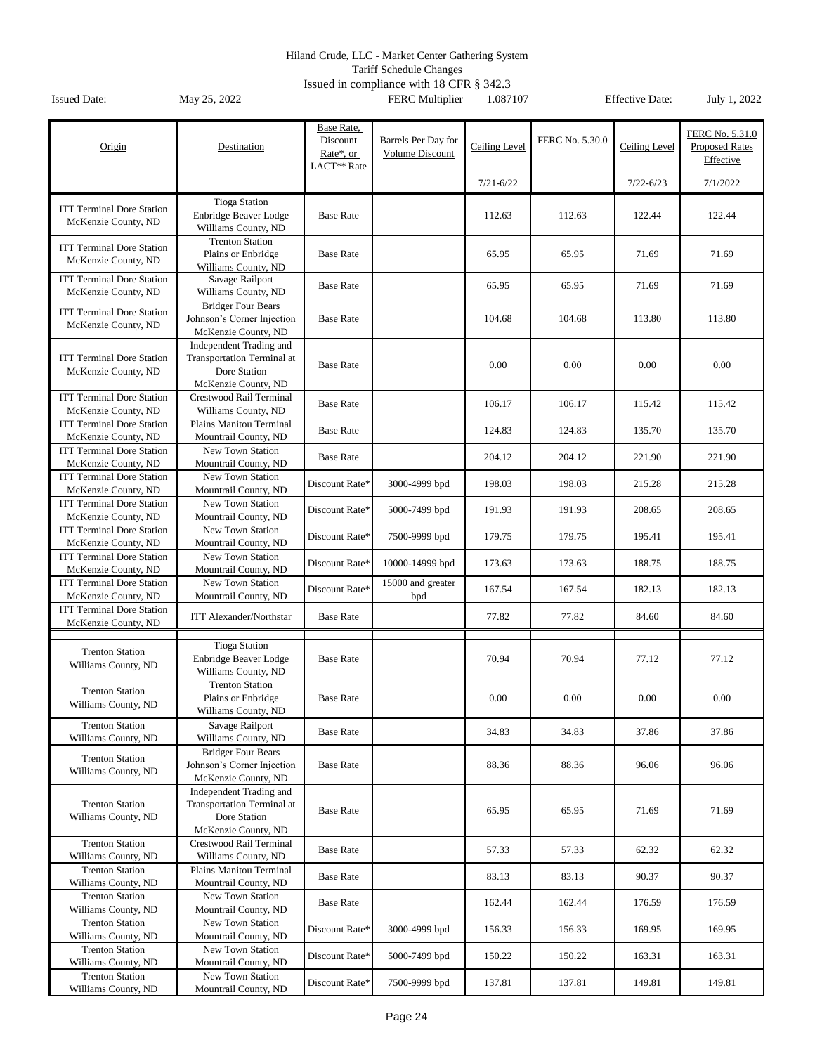Hiland Crude, LLC - Market Center Gathering System
Tariff Schedule Changes
Issued in compliance with 18 CFR § 342.3

Issued Date: May 25, 2022 | FERC Multiplier 1.087107 | Effective Date: July 1, 2022

| Origin | Destination | Base Rate, Discount Rate*, or LACT** Rate | Barrels Per Day for Volume Discount | Ceiling Level 7/21-6/22 | FERC No. 5.30.0 | Ceiling Level 7/22-6/23 | FERC No. 5.31.0 Proposed Rates Effective 7/1/2022 |
|---|---|---|---|---|---|---|---|
| ITT Terminal Dore Station McKenzie County, ND | Tioga Station Enbridge Beaver Lodge Williams County, ND | Base Rate | | 112.63 | 112.63 | 122.44 | 122.44 |
| ITT Terminal Dore Station McKenzie County, ND | Trenton Station Plains or Enbridge Williams County, ND | Base Rate | | 65.95 | 65.95 | 71.69 | 71.69 |
| ITT Terminal Dore Station McKenzie County, ND | Savage Railport Williams County, ND | Base Rate | | 65.95 | 65.95 | 71.69 | 71.69 |
| ITT Terminal Dore Station McKenzie County, ND | Bridger Four Bears Johnson's Corner Injection McKenzie County, ND | Base Rate | | 104.68 | 104.68 | 113.80 | 113.80 |
| ITT Terminal Dore Station McKenzie County, ND | Independent Trading and Transportation Terminal at Dore Station McKenzie County, ND | Base Rate | | 0.00 | 0.00 | 0.00 | 0.00 |
| ITT Terminal Dore Station McKenzie County, ND | Crestwood Rail Terminal Williams County, ND | Base Rate | | 106.17 | 106.17 | 115.42 | 115.42 |
| ITT Terminal Dore Station McKenzie County, ND | Plains Manitou Terminal Mountrail County, ND | Base Rate | | 124.83 | 124.83 | 135.70 | 135.70 |
| ITT Terminal Dore Station McKenzie County, ND | New Town Station Mountrail County, ND | Base Rate | | 204.12 | 204.12 | 221.90 | 221.90 |
| ITT Terminal Dore Station McKenzie County, ND | New Town Station Mountrail County, ND | Discount Rate* | 3000-4999 bpd | 198.03 | 198.03 | 215.28 | 215.28 |
| ITT Terminal Dore Station McKenzie County, ND | New Town Station Mountrail County, ND | Discount Rate* | 5000-7499 bpd | 191.93 | 191.93 | 208.65 | 208.65 |
| ITT Terminal Dore Station McKenzie County, ND | New Town Station Mountrail County, ND | Discount Rate* | 7500-9999 bpd | 179.75 | 179.75 | 195.41 | 195.41 |
| ITT Terminal Dore Station McKenzie County, ND | New Town Station Mountrail County, ND | Discount Rate* | 10000-14999 bpd | 173.63 | 173.63 | 188.75 | 188.75 |
| ITT Terminal Dore Station McKenzie County, ND | New Town Station Mountrail County, ND | Discount Rate* | 15000 and greater bpd | 167.54 | 167.54 | 182.13 | 182.13 |
| ITT Terminal Dore Station McKenzie County, ND | ITT Alexander/Northstar | Base Rate | | 77.82 | 77.82 | 84.60 | 84.60 |
| | | | | | | | |
| Trenton Station Williams County, ND | Tioga Station Enbridge Beaver Lodge Williams County, ND | Base Rate | | 70.94 | 70.94 | 77.12 | 77.12 |
| Trenton Station Williams County, ND | Trenton Station Plains or Enbridge Williams County, ND | Base Rate | | 0.00 | 0.00 | 0.00 | 0.00 |
| Trenton Station Williams County, ND | Savage Railport Williams County, ND | Base Rate | | 34.83 | 34.83 | 37.86 | 37.86 |
| Trenton Station Williams County, ND | Bridger Four Bears Johnson's Corner Injection McKenzie County, ND | Base Rate | | 88.36 | 88.36 | 96.06 | 96.06 |
| Trenton Station Williams County, ND | Independent Trading and Transportation Terminal at Dore Station McKenzie County, ND | Base Rate | | 65.95 | 65.95 | 71.69 | 71.69 |
| Trenton Station Williams County, ND | Crestwood Rail Terminal Williams County, ND | Base Rate | | 57.33 | 57.33 | 62.32 | 62.32 |
| Trenton Station Williams County, ND | Plains Manitou Terminal Mountrail County, ND | Base Rate | | 83.13 | 83.13 | 90.37 | 90.37 |
| Trenton Station Williams County, ND | New Town Station Mountrail County, ND | Base Rate | | 162.44 | 162.44 | 176.59 | 176.59 |
| Trenton Station Williams County, ND | New Town Station Mountrail County, ND | Discount Rate* | 3000-4999 bpd | 156.33 | 156.33 | 169.95 | 169.95 |
| Trenton Station Williams County, ND | New Town Station Mountrail County, ND | Discount Rate* | 5000-7499 bpd | 150.22 | 150.22 | 163.31 | 163.31 |
| Trenton Station Williams County, ND | New Town Station Mountrail County, ND | Discount Rate* | 7500-9999 bpd | 137.81 | 137.81 | 149.81 | 149.81 |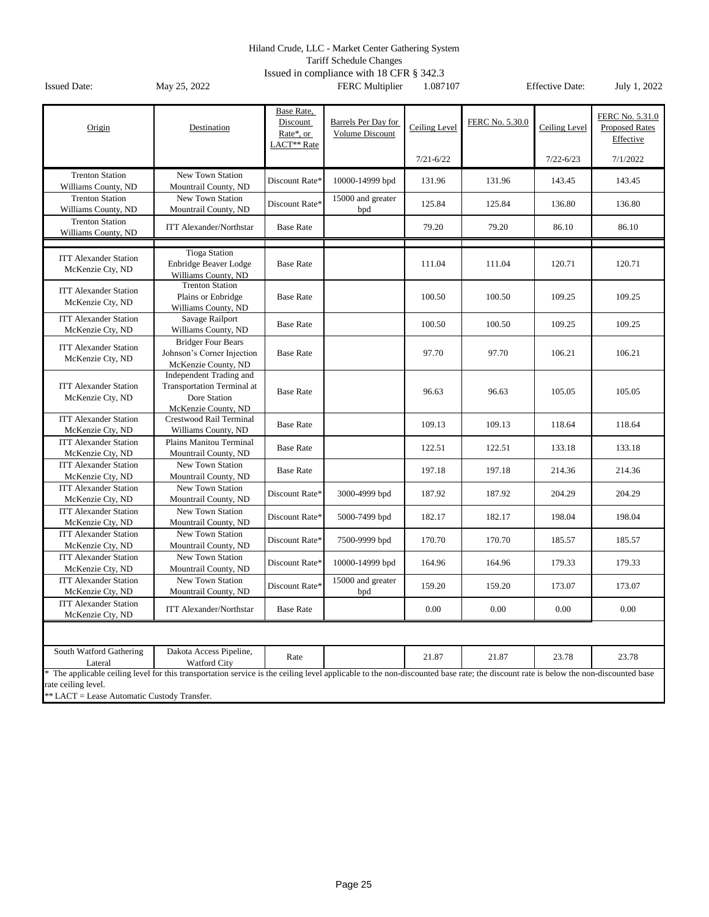Hiland Crude, LLC - Market Center Gathering System
Tariff Schedule Changes
Issued in compliance with 18 CFR § 342.3

Issued Date: May 25, 2022 | FERC Multiplier 1.087107 | Effective Date: July 1, 2022

| Origin | Destination | Base Rate, Discount Rate*, or LACT** Rate | Barrels Per Day for Volume Discount | Ceiling Level 7/21-6/22 | FERC No. 5.30.0 | Ceiling Level 7/22-6/23 | FERC No. 5.31.0 Proposed Rates Effective 7/1/2022 |
|---|---|---|---|---|---|---|---|
| Trenton Station Williams County, ND | New Town Station Mountrail County, ND | Discount Rate* | 10000-14999 bpd | 131.96 | 131.96 | 143.45 | 143.45 |
| Trenton Station Williams County, ND | New Town Station Mountrail County, ND | Discount Rate* | 15000 and greater bpd | 125.84 | 125.84 | 136.80 | 136.80 |
| Trenton Station Williams County, ND | ITT Alexander/Northstar | Base Rate | | 79.20 | 79.20 | 86.10 | 86.10 |
| | | | | | | | |
| ITT Alexander Station McKenzie Cty, ND | Tioga Station Enbridge Beaver Lodge Williams County, ND | Base Rate | | 111.04 | 111.04 | 120.71 | 120.71 |
| ITT Alexander Station McKenzie Cty, ND | Trenton Station Plains or Enbridge Williams County, ND | Base Rate | | 100.50 | 100.50 | 109.25 | 109.25 |
| ITT Alexander Station McKenzie Cty, ND | Savage Railport Williams County, ND | Base Rate | | 100.50 | 100.50 | 109.25 | 109.25 |
| ITT Alexander Station McKenzie Cty, ND | Bridger Four Bears Johnson's Corner Injection McKenzie County, ND | Base Rate | | 97.70 | 97.70 | 106.21 | 106.21 |
| ITT Alexander Station McKenzie Cty, ND | Independent Trading and Transportation Terminal at Dore Station McKenzie County, ND | Base Rate | | 96.63 | 96.63 | 105.05 | 105.05 |
| ITT Alexander Station McKenzie Cty, ND | Crestwood Rail Terminal Williams County, ND | Base Rate | | 109.13 | 109.13 | 118.64 | 118.64 |
| ITT Alexander Station McKenzie Cty, ND | Plains Manitou Terminal Mountrail County, ND | Base Rate | | 122.51 | 122.51 | 133.18 | 133.18 |
| ITT Alexander Station McKenzie Cty, ND | New Town Station Mountrail County, ND | Base Rate | | 197.18 | 197.18 | 214.36 | 214.36 |
| ITT Alexander Station McKenzie Cty, ND | New Town Station Mountrail County, ND | Discount Rate* | 3000-4999 bpd | 187.92 | 187.92 | 204.29 | 204.29 |
| ITT Alexander Station McKenzie Cty, ND | New Town Station Mountrail County, ND | Discount Rate* | 5000-7499 bpd | 182.17 | 182.17 | 198.04 | 198.04 |
| ITT Alexander Station McKenzie Cty, ND | New Town Station Mountrail County, ND | Discount Rate* | 7500-9999 bpd | 170.70 | 170.70 | 185.57 | 185.57 |
| ITT Alexander Station McKenzie Cty, ND | New Town Station Mountrail County, ND | Discount Rate* | 10000-14999 bpd | 164.96 | 164.96 | 179.33 | 179.33 |
| ITT Alexander Station McKenzie Cty, ND | New Town Station Mountrail County, ND | Discount Rate* | 15000 and greater bpd | 159.20 | 159.20 | 173.07 | 173.07 |
| ITT Alexander Station McKenzie Cty, ND | ITT Alexander/Northstar | Base Rate | | 0.00 | 0.00 | 0.00 | 0.00 |
| | | | | | | | |
| South Watford Gathering Lateral | Dakota Access Pipeline, Watford City | Rate | | 21.87 | 21.87 | 23.78 | 23.78 |

\* The applicable ceiling level for this transportation service is the ceiling level applicable to the non-discounted base rate; the discount rate is below the non-discounted base rate ceiling level.

** LACT = Lease Automatic Custody Transfer.